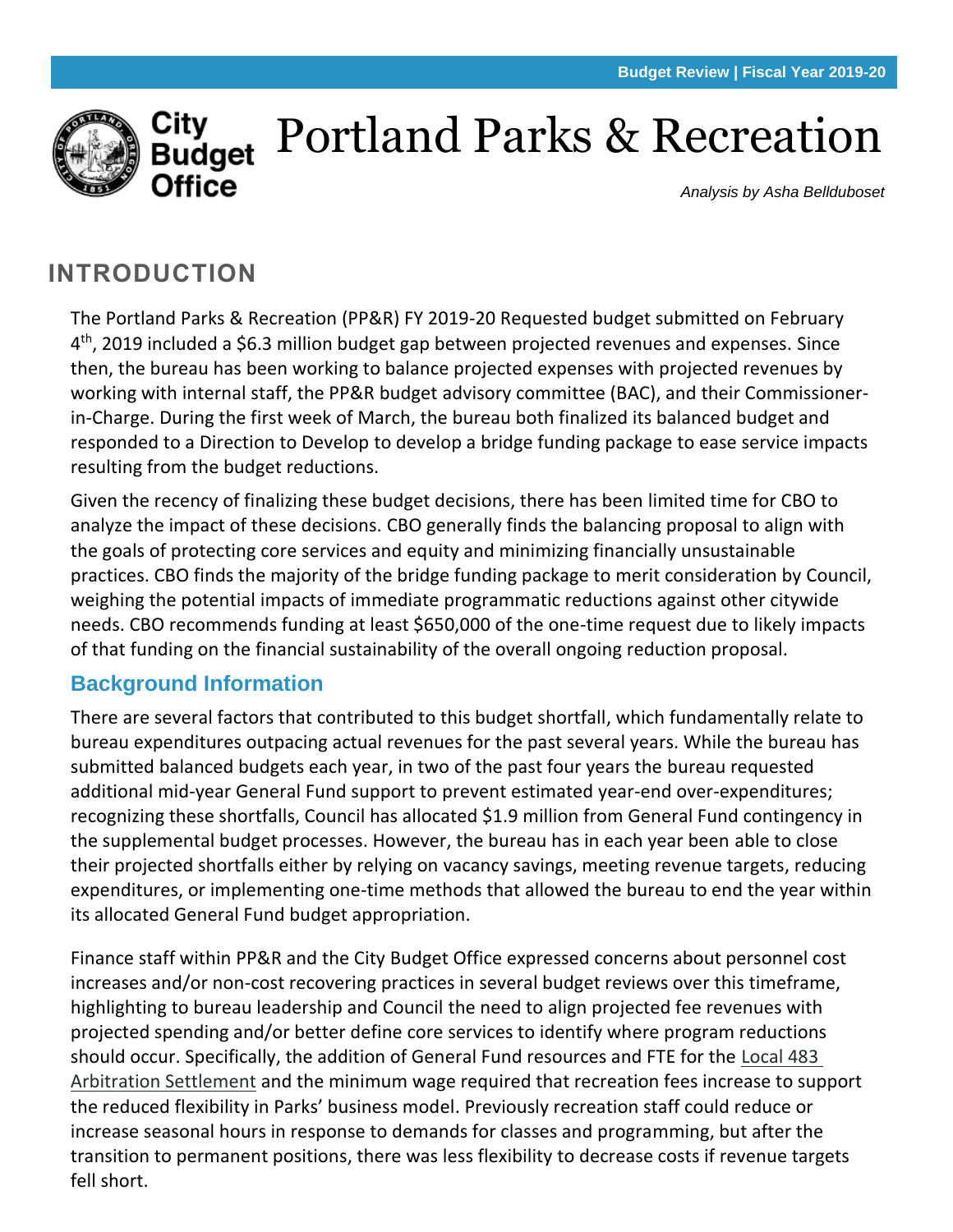# Portland Parks & Recreation

*Analysis by Asha Bellduboset*

## INTRODUCTION

The Portland Parks & Recreation (PP&R) FY 2019-20 Requested budget submitted on February 4th, 2019 included a \$6.3 million budget gap between projected revenues and expenses. Since then, the bureau has been working to balance projected expenses with projected revenues by working with internal staff, the PP&R budget advisory committee (BAC), and their Commissioner-in-Charge. During the first week of March, the bureau both finalized its balanced budget and responded to a Direction to Develop to develop a bridge funding package to ease service impacts resulting from the budget reductions.

Given the recency of finalizing these budget decisions, there has been limited time for CBO to analyze the impact of these decisions. CBO generally finds the balancing proposal to align with the goals of protecting core services and equity and minimizing financially unsustainable practices. CBO finds the majority of the bridge funding package to merit consideration by Council, weighing the potential impacts of immediate programmatic reductions against other citywide needs. CBO recommends funding at least \$650,000 of the one-time request due to likely impacts of that funding on the financial sustainability of the overall ongoing reduction proposal.

### Background Information

There are several factors that contributed to this budget shortfall, which fundamentally relate to bureau expenditures outpacing actual revenues for the past several years. While the bureau has submitted balanced budgets each year, in two of the past four years the bureau requested additional mid-year General Fund support to prevent estimated year-end over-expenditures; recognizing these shortfalls, Council has allocated \$1.9 million from General Fund contingency in the supplemental budget processes. However, the bureau has in each year been able to close their projected shortfalls either by relying on vacancy savings, meeting revenue targets, reducing expenditures, or implementing one-time methods that allowed the bureau to end the year within its allocated General Fund budget appropriation.

Finance staff within PP&R and the City Budget Office expressed concerns about personnel cost increases and/or non-cost recovering practices in several budget reviews over this timeframe, highlighting to bureau leadership and Council the need to align projected fee revenues with projected spending and/or better define core services to identify where program reductions should occur. Specifically, the addition of General Fund resources and FTE for the Local 483 Arbitration Settlement and the minimum wage required that recreation fees increase to support the reduced flexibility in Parks' business model. Previously recreation staff could reduce or increase seasonal hours in response to demands for classes and programming, but after the transition to permanent positions, there was less flexibility to decrease costs if revenue targets fell short.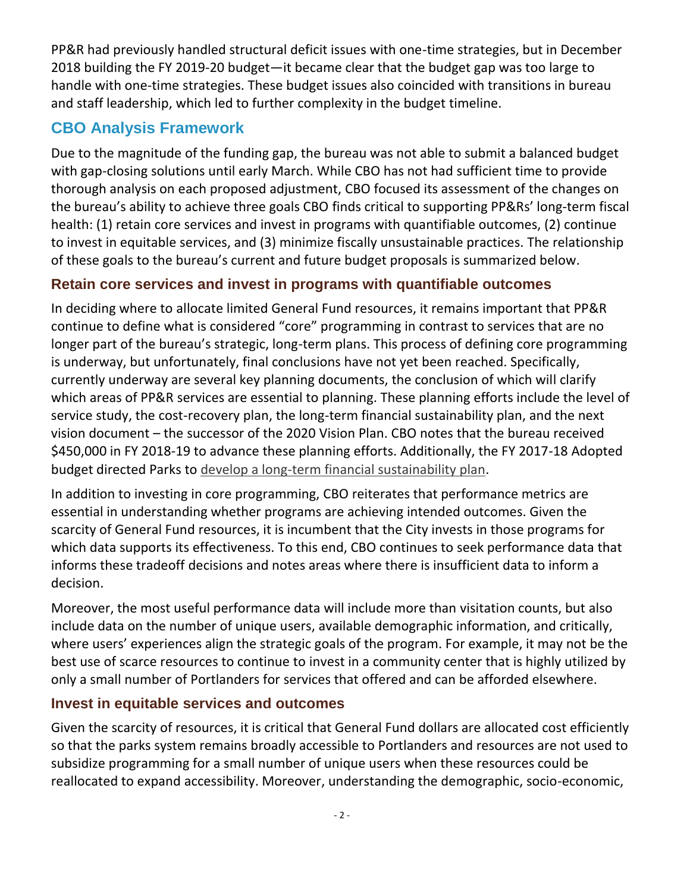PP&R had previously handled structural deficit issues with one-time strategies, but in December 2018 building the FY 2019-20 budget—it became clear that the budget gap was too large to handle with one-time strategies. These budget issues also coincided with transitions in bureau and staff leadership, which led to further complexity in the budget timeline.

## CBO Analysis Framework

Due to the magnitude of the funding gap, the bureau was not able to submit a balanced budget with gap-closing solutions until early March. While CBO has not had sufficient time to provide thorough analysis on each proposed adjustment, CBO focused its assessment of the changes on the bureau's ability to achieve three goals CBO finds critical to supporting PP&Rs' long-term fiscal health: (1) retain core services and invest in programs with quantifiable outcomes, (2) continue to invest in equitable services, and (3) minimize fiscally unsustainable practices. The relationship of these goals to the bureau's current and future budget proposals is summarized below.

### Retain core services and invest in programs with quantifiable outcomes

In deciding where to allocate limited General Fund resources, it remains important that PP&R continue to define what is considered "core" programming in contrast to services that are no longer part of the bureau's strategic, long-term plans. This process of defining core programming is underway, but unfortunately, final conclusions have not yet been reached. Specifically, currently underway are several key planning documents, the conclusion of which will clarify which areas of PP&R services are essential to planning. These planning efforts include the level of service study, the cost-recovery plan, the long-term financial sustainability plan, and the next vision document – the successor of the 2020 Vision Plan. CBO notes that the bureau received $450,000 in FY 2018-19 to advance these planning efforts. Additionally, the FY 2017-18 Adopted budget directed Parks to develop a long-term financial sustainability plan.

In addition to investing in core programming, CBO reiterates that performance metrics are essential in understanding whether programs are achieving intended outcomes. Given the scarcity of General Fund resources, it is incumbent that the City invests in those programs for which data supports its effectiveness. To this end, CBO continues to seek performance data that informs these tradeoff decisions and notes areas where there is insufficient data to inform a decision.

Moreover, the most useful performance data will include more than visitation counts, but also include data on the number of unique users, available demographic information, and critically, where users' experiences align the strategic goals of the program. For example, it may not be the best use of scarce resources to continue to invest in a community center that is highly utilized by only a small number of Portlanders for services that offered and can be afforded elsewhere.

### Invest in equitable services and outcomes

Given the scarcity of resources, it is critical that General Fund dollars are allocated cost efficiently so that the parks system remains broadly accessible to Portlanders and resources are not used to subsidize programming for a small number of unique users when these resources could be reallocated to expand accessibility. Moreover, understanding the demographic, socio-economic,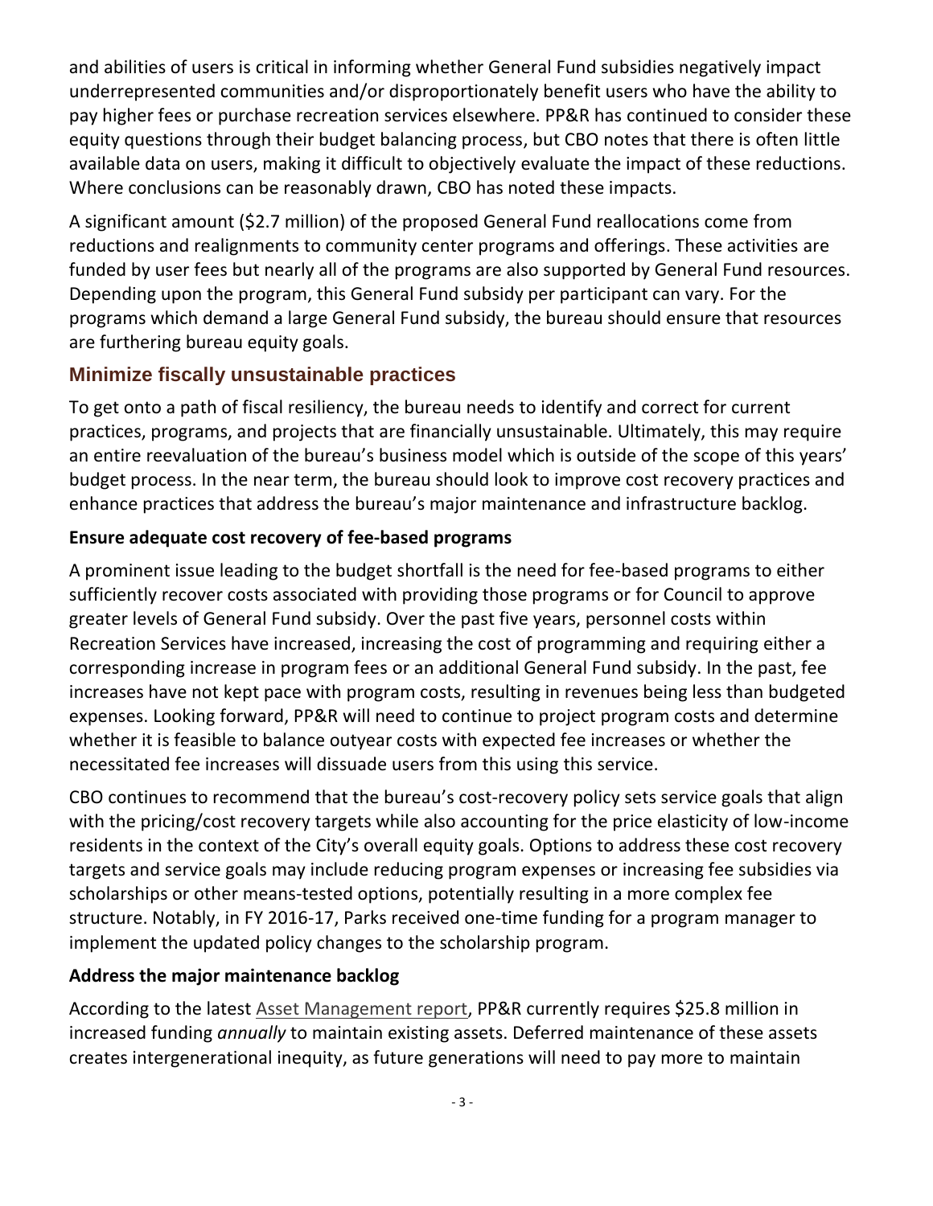and abilities of users is critical in informing whether General Fund subsidies negatively impact underrepresented communities and/or disproportionately benefit users who have the ability to pay higher fees or purchase recreation services elsewhere. PP&R has continued to consider these equity questions through their budget balancing process, but CBO notes that there is often little available data on users, making it difficult to objectively evaluate the impact of these reductions. Where conclusions can be reasonably drawn, CBO has noted these impacts.

A significant amount ($2.7 million) of the proposed General Fund reallocations come from reductions and realignments to community center programs and offerings. These activities are funded by user fees but nearly all of the programs are also supported by General Fund resources. Depending upon the program, this General Fund subsidy per participant can vary. For the programs which demand a large General Fund subsidy, the bureau should ensure that resources are furthering bureau equity goals.

## Minimize fiscally unsustainable practices

To get onto a path of fiscal resiliency, the bureau needs to identify and correct for current practices, programs, and projects that are financially unsustainable. Ultimately, this may require an entire reevaluation of the bureau's business model which is outside of the scope of this years' budget process. In the near term, the bureau should look to improve cost recovery practices and enhance practices that address the bureau's major maintenance and infrastructure backlog.

### Ensure adequate cost recovery of fee-based programs

A prominent issue leading to the budget shortfall is the need for fee-based programs to either sufficiently recover costs associated with providing those programs or for Council to approve greater levels of General Fund subsidy. Over the past five years, personnel costs within Recreation Services have increased, increasing the cost of programming and requiring either a corresponding increase in program fees or an additional General Fund subsidy. In the past, fee increases have not kept pace with program costs, resulting in revenues being less than budgeted expenses. Looking forward, PP&R will need to continue to project program costs and determine whether it is feasible to balance outyear costs with expected fee increases or whether the necessitated fee increases will dissuade users from this using this service.

CBO continues to recommend that the bureau's cost-recovery policy sets service goals that align with the pricing/cost recovery targets while also accounting for the price elasticity of low-income residents in the context of the City's overall equity goals. Options to address these cost recovery targets and service goals may include reducing program expenses or increasing fee subsidies via scholarships or other means-tested options, potentially resulting in a more complex fee structure. Notably, in FY 2016-17, Parks received one-time funding for a program manager to implement the updated policy changes to the scholarship program.

### Address the major maintenance backlog

According to the latest Asset Management report, PP&R currently requires $25.8 million in increased funding *annually* to maintain existing assets. Deferred maintenance of these assets creates intergenerational inequity, as future generations will need to pay more to maintain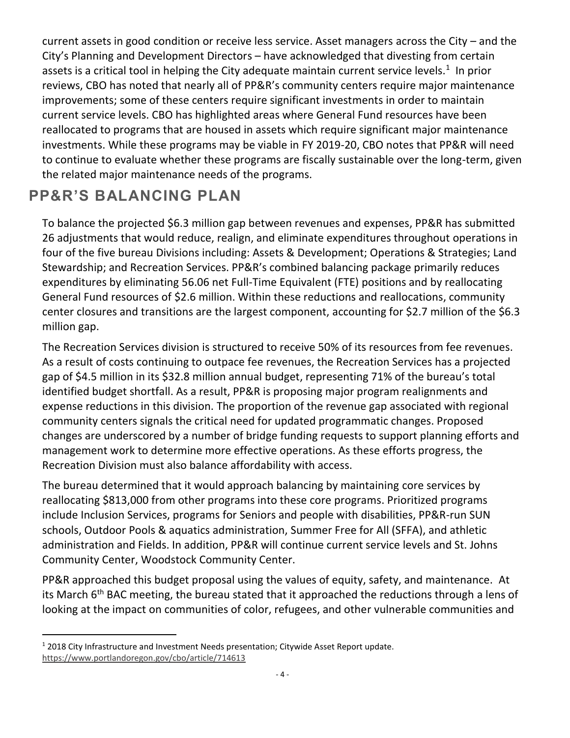current assets in good condition or receive less service. Asset managers across the City – and the City's Planning and Development Directors – have acknowledged that divesting from certain assets is a critical tool in helping the City adequate maintain current service levels.[1] In prior reviews, CBO has noted that nearly all of PP&R's community centers require major maintenance improvements; some of these centers require significant investments in order to maintain current service levels. CBO has highlighted areas where General Fund resources have been reallocated to programs that are housed in assets which require significant major maintenance investments. While these programs may be viable in FY 2019-20, CBO notes that PP&R will need to continue to evaluate whether these programs are fiscally sustainable over the long-term, given the related major maintenance needs of the programs.

## PP&R'S BALANCING PLAN

To balance the projected $6.3 million gap between revenues and expenses, PP&R has submitted 26 adjustments that would reduce, realign, and eliminate expenditures throughout operations in four of the five bureau Divisions including: Assets & Development; Operations & Strategies; Land Stewardship; and Recreation Services. PP&R's combined balancing package primarily reduces expenditures by eliminating 56.06 net Full-Time Equivalent (FTE) positions and by reallocating General Fund resources of $2.6 million. Within these reductions and reallocations, community center closures and transitions are the largest component, accounting for $2.7 million of the $6.3 million gap.

The Recreation Services division is structured to receive 50% of its resources from fee revenues. As a result of costs continuing to outpace fee revenues, the Recreation Services has a projected gap of $4.5 million in its $32.8 million annual budget, representing 71% of the bureau's total identified budget shortfall. As a result, PP&R is proposing major program realignments and expense reductions in this division. The proportion of the revenue gap associated with regional community centers signals the critical need for updated programmatic changes. Proposed changes are underscored by a number of bridge funding requests to support planning efforts and management work to determine more effective operations. As these efforts progress, the Recreation Division must also balance affordability with access.

The bureau determined that it would approach balancing by maintaining core services by reallocating $813,000 from other programs into these core programs. Prioritized programs include Inclusion Services, programs for Seniors and people with disabilities, PP&R-run SUN schools, Outdoor Pools & aquatics administration, Summer Free for All (SFFA), and athletic administration and Fields. In addition, PP&R will continue current service levels and St. Johns Community Center, Woodstock Community Center.

PP&R approached this budget proposal using the values of equity, safety, and maintenance. At its March 6th BAC meeting, the bureau stated that it approached the reductions through a lens of looking at the impact on communities of color, refugees, and other vulnerable communities and

[1] 2018 City Infrastructure and Investment Needs presentation; Citywide Asset Report update. https://www.portlandoregon.gov/cbo/article/714613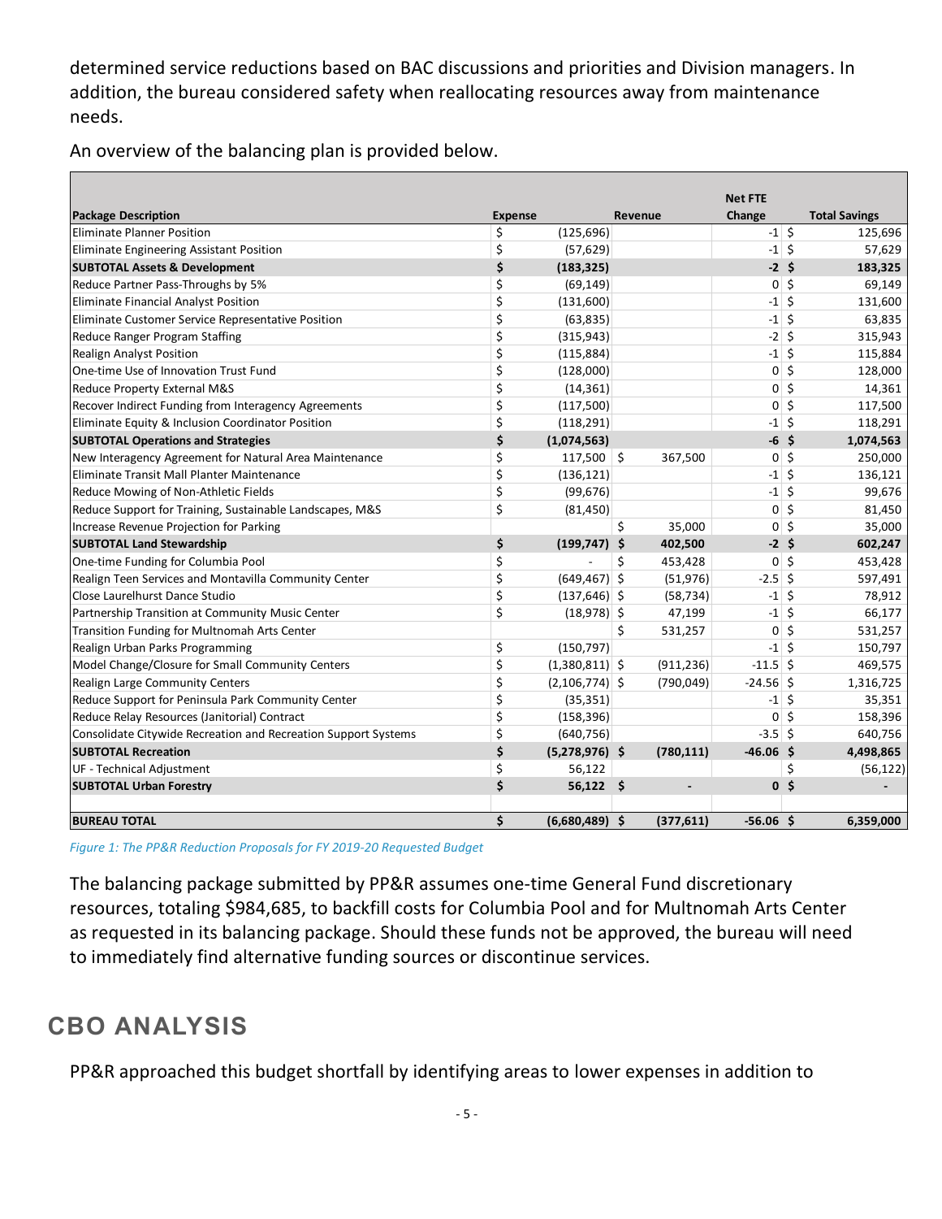determined service reductions based on BAC discussions and priorities and Division managers. In addition, the bureau considered safety when reallocating resources away from maintenance needs.

An overview of the balancing plan is provided below.

| Package Description | Expense | Revenue | Net FTE Change | Total Savings |
|---|---|---|---|---|
| Eliminate Planner Position | $ (125,696) | | -1 | $ 125,696 |
| Eliminate Engineering Assistant Position | $ (57,629) | | -1 | $ 57,629 |
| **SUBTOTAL Assets & Development** | **$ (183,325)** | | **-2** | **$ 183,325** |
| Reduce Partner Pass-Throughs by 5% | $ (69,149) | | 0 | $ 69,149 |
| Eliminate Financial Analyst Position | $ (131,600) | | -1 | $ 131,600 |
| Eliminate Customer Service Representative Position | $ (63,835) | | -1 | $ 63,835 |
| Reduce Ranger Program Staffing | $ (315,943) | | -2 | $ 315,943 |
| Realign Analyst Position | $ (115,884) | | -1 | $ 115,884 |
| One-time Use of Innovation Trust Fund | $ (128,000) | | 0 | $ 128,000 |
| Reduce Property External M&S | $ (14,361) | | 0 | $ 14,361 |
| Recover Indirect Funding from Interagency Agreements | $ (117,500) | | 0 | $ 117,500 |
| Eliminate Equity & Inclusion Coordinator Position | $ (118,291) | | -1 | $ 118,291 |
| **SUBTOTAL Operations and Strategies** | **$ (1,074,563)** | | **-6** | **$ 1,074,563** |
| New Interagency Agreement for Natural Area Maintenance | $ 117,500 | $ 367,500 | 0 | $ 250,000 |
| Eliminate Transit Mall Planter Maintenance | $ (136,121) | | -1 | $ 136,121 |
| Reduce Mowing of Non-Athletic Fields | $ (99,676) | | -1 | $ 99,676 |
| Reduce Support for Training, Sustainable Landscapes, M&S | $ (81,450) | | 0 | $ 81,450 |
| Increase Revenue Projection for Parking | | $ 35,000 | 0 | $ 35,000 |
| **SUBTOTAL Land Stewardship** | **$ (199,747)** | **$ 402,500** | **-2** | **$ 602,247** |
| One-time Funding for Columbia Pool | $ - | $ 453,428 | 0 | $ 453,428 |
| Realign Teen Services and Montavilla Community Center | $ (649,467) | $ (51,976) | -2.5 | $ 597,491 |
| Close Laurelhurst Dance Studio | $ (137,646) | $ (58,734) | -1 | $ 78,912 |
| Partnership Transition at Community Music Center | $ (18,978) | $ 47,199 | -1 | $ 66,177 |
| Transition Funding for Multnomah Arts Center | | $ 531,257 | 0 | $ 531,257 |
| Realign Urban Parks Programming | $ (150,797) | | -1 | $ 150,797 |
| Model Change/Closure for Small Community Centers | $ (1,380,811) | $ (911,236) | -11.5 | $ 469,575 |
| Realign Large Community Centers | $ (2,106,774) | $ (790,049) | -24.56 | $ 1,316,725 |
| Reduce Support for Peninsula Park Community Center | $ (35,351) | | -1 | $ 35,351 |
| Reduce Relay Resources (Janitorial) Contract | $ (158,396) | | 0 | $ 158,396 |
| Consolidate Citywide Recreation and Recreation Support Systems | $ (640,756) | | -3.5 | $ 640,756 |
| **SUBTOTAL Recreation** | **$ (5,278,976)** | **$ (780,111)** | **-46.06** | **$ 4,498,865** |
| UF - Technical Adjustment | $ 56,122 | | | $ (56,122) |
| **SUBTOTAL Urban Forestry** | **$ 56,122** | **$ -** | **0** | **$ -** |
| | | | | |
| **BUREAU TOTAL** | **$ (6,680,489)** | **$ (377,611)** | **-56.06** | **$ 6,359,000** |

*Figure 1: The PP&R Reduction Proposals for FY 2019-20 Requested Budget*

The balancing package submitted by PP&R assumes one-time General Fund discretionary resources, totaling $984,685, to backfill costs for Columbia Pool and for Multnomah Arts Center as requested in its balancing package. Should these funds not be approved, the bureau will need to immediately find alternative funding sources or discontinue services.

## CBO ANALYSIS

PP&R approached this budget shortfall by identifying areas to lower expenses in addition to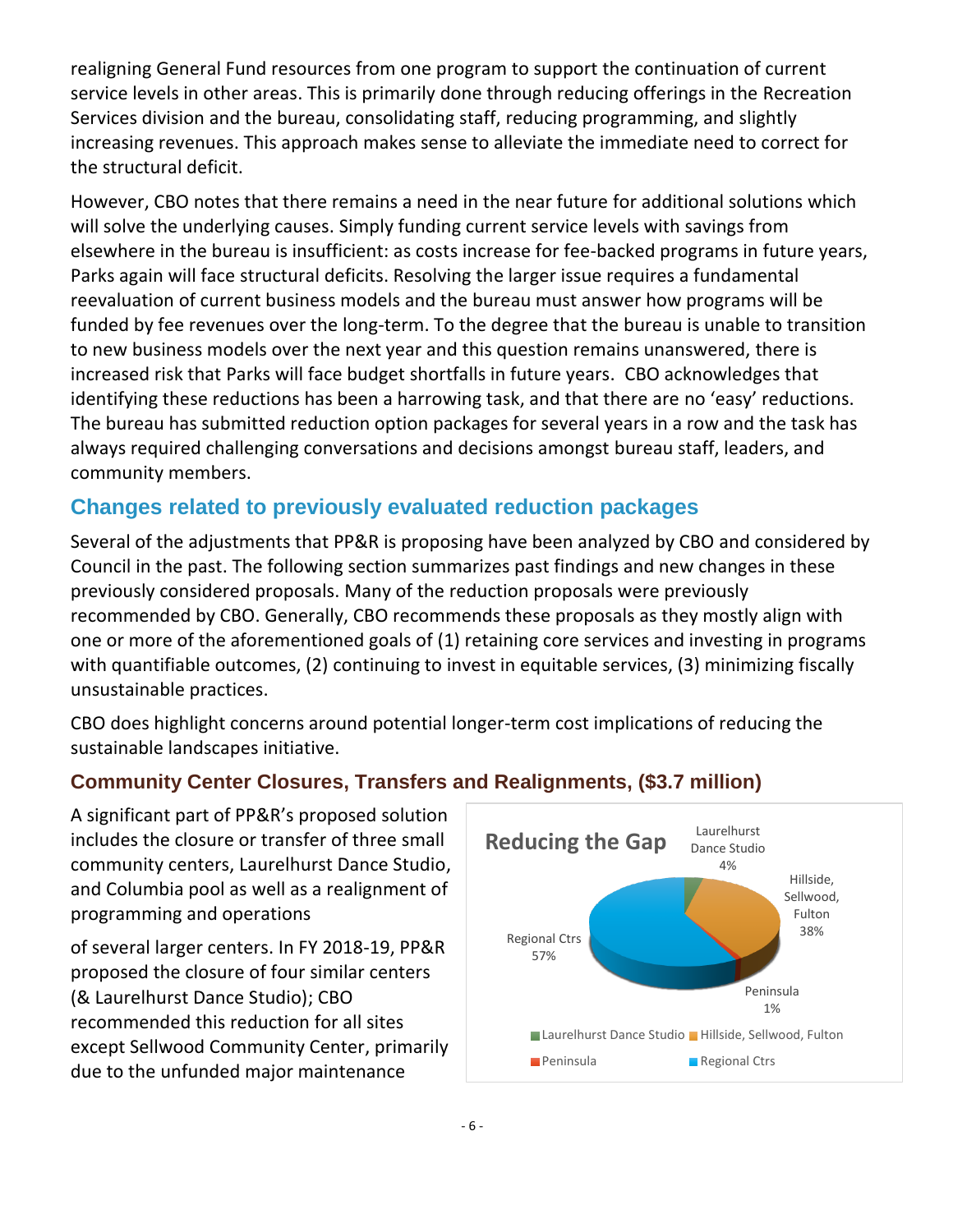realigning General Fund resources from one program to support the continuation of current service levels in other areas. This is primarily done through reducing offerings in the Recreation Services division and the bureau, consolidating staff, reducing programming, and slightly increasing revenues. This approach makes sense to alleviate the immediate need to correct for the structural deficit.

However, CBO notes that there remains a need in the near future for additional solutions which will solve the underlying causes. Simply funding current service levels with savings from elsewhere in the bureau is insufficient: as costs increase for fee-backed programs in future years, Parks again will face structural deficits. Resolving the larger issue requires a fundamental reevaluation of current business models and the bureau must answer how programs will be funded by fee revenues over the long-term. To the degree that the bureau is unable to transition to new business models over the next year and this question remains unanswered, there is increased risk that Parks will face budget shortfalls in future years. CBO acknowledges that identifying these reductions has been a harrowing task, and that there are no 'easy' reductions. The bureau has submitted reduction option packages for several years in a row and the task has always required challenging conversations and decisions amongst bureau staff, leaders, and community members.

## Changes related to previously evaluated reduction packages

Several of the adjustments that PP&R is proposing have been analyzed by CBO and considered by Council in the past. The following section summarizes past findings and new changes in these previously considered proposals. Many of the reduction proposals were previously recommended by CBO. Generally, CBO recommends these proposals as they mostly align with one or more of the aforementioned goals of (1) retaining core services and investing in programs with quantifiable outcomes, (2) continuing to invest in equitable services, (3) minimizing fiscally unsustainable practices.

CBO does highlight concerns around potential longer-term cost implications of reducing the sustainable landscapes initiative.

### Community Center Closures, Transfers and Realignments, ($3.7 million)

A significant part of PP&R's proposed solution includes the closure or transfer of three small community centers, Laurelhurst Dance Studio, and Columbia pool as well as a realignment of programming and operations

**Reducing the Gap**

| Category | Share |
|---|---|
| Laurelhurst Dance Studio | 4% |
| Hillside, Sellwood, Fulton | 38% |
| Peninsula | 1% |
| Regional Ctrs | 57% |

of several larger centers. In FY 2018-19, PP&R proposed the closure of four similar centers (& Laurelhurst Dance Studio); CBO recommended this reduction for all sites except Sellwood Community Center, primarily due to the unfunded major maintenance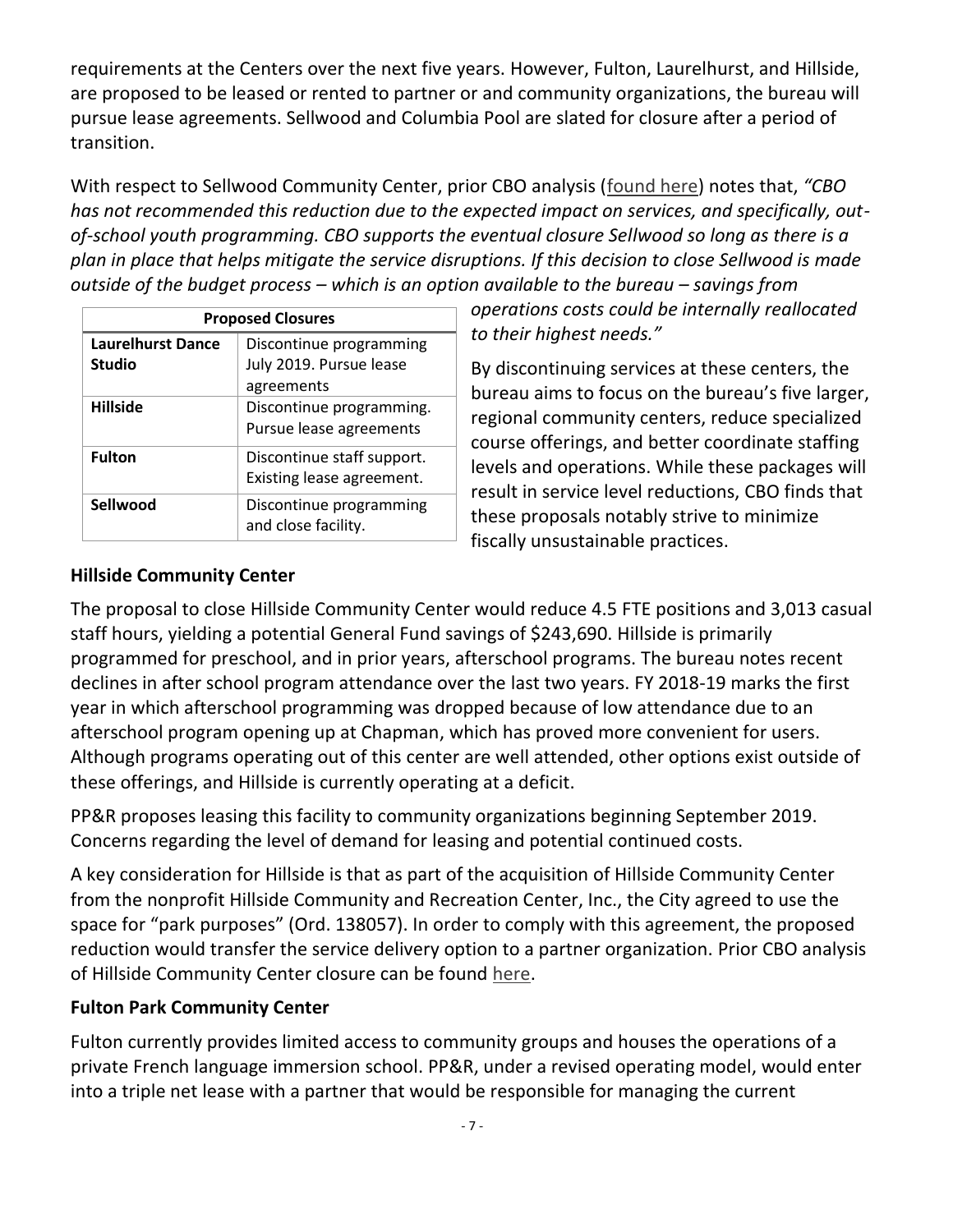requirements at the Centers over the next five years. However, Fulton, Laurelhurst, and Hillside, are proposed to be leased or rented to partner or and community organizations, the bureau will pursue lease agreements. Sellwood and Columbia Pool are slated for closure after a period of transition.

With respect to Sellwood Community Center, prior CBO analysis (found here) notes that, *"CBO has not recommended this reduction due to the expected impact on services, and specifically, out-of-school youth programming. CBO supports the eventual closure Sellwood so long as there is a plan in place that helps mitigate the service disruptions. If this decision to close Sellwood is made outside of the budget process – which is an option available to the bureau – savings from operations costs could be internally reallocated to their highest needs."*

| Proposed Closures | |
|---|---|
| **Laurelhurst Dance Studio** | Discontinue programming July 2019. Pursue lease agreements |
| **Hillside** | Discontinue programming. Pursue lease agreements |
| **Fulton** | Discontinue staff support. Existing lease agreement. |
| **Sellwood** | Discontinue programming and close facility. |

By discontinuing services at these centers, the bureau aims to focus on the bureau's five larger, regional community centers, reduce specialized course offerings, and better coordinate staffing levels and operations. While these packages will result in service level reductions, CBO finds that these proposals notably strive to minimize fiscally unsustainable practices.

### Hillside Community Center

The proposal to close Hillside Community Center would reduce 4.5 FTE positions and 3,013 casual staff hours, yielding a potential General Fund savings of $243,690. Hillside is primarily programmed for preschool, and in prior years, afterschool programs. The bureau notes recent declines in after school program attendance over the last two years. FY 2018-19 marks the first year in which afterschool programming was dropped because of low attendance due to an afterschool program opening up at Chapman, which has proved more convenient for users. Although programs operating out of this center are well attended, other options exist outside of these offerings, and Hillside is currently operating at a deficit.

PP&R proposes leasing this facility to community organizations beginning September 2019. Concerns regarding the level of demand for leasing and potential continued costs.

A key consideration for Hillside is that as part of the acquisition of Hillside Community Center from the nonprofit Hillside Community and Recreation Center, Inc., the City agreed to use the space for "park purposes" (Ord. 138057). In order to comply with this agreement, the proposed reduction would transfer the service delivery option to a partner organization. Prior CBO analysis of Hillside Community Center closure can be found here.

### Fulton Park Community Center

Fulton currently provides limited access to community groups and houses the operations of a private French language immersion school. PP&R, under a revised operating model, would enter into a triple net lease with a partner that would be responsible for managing the current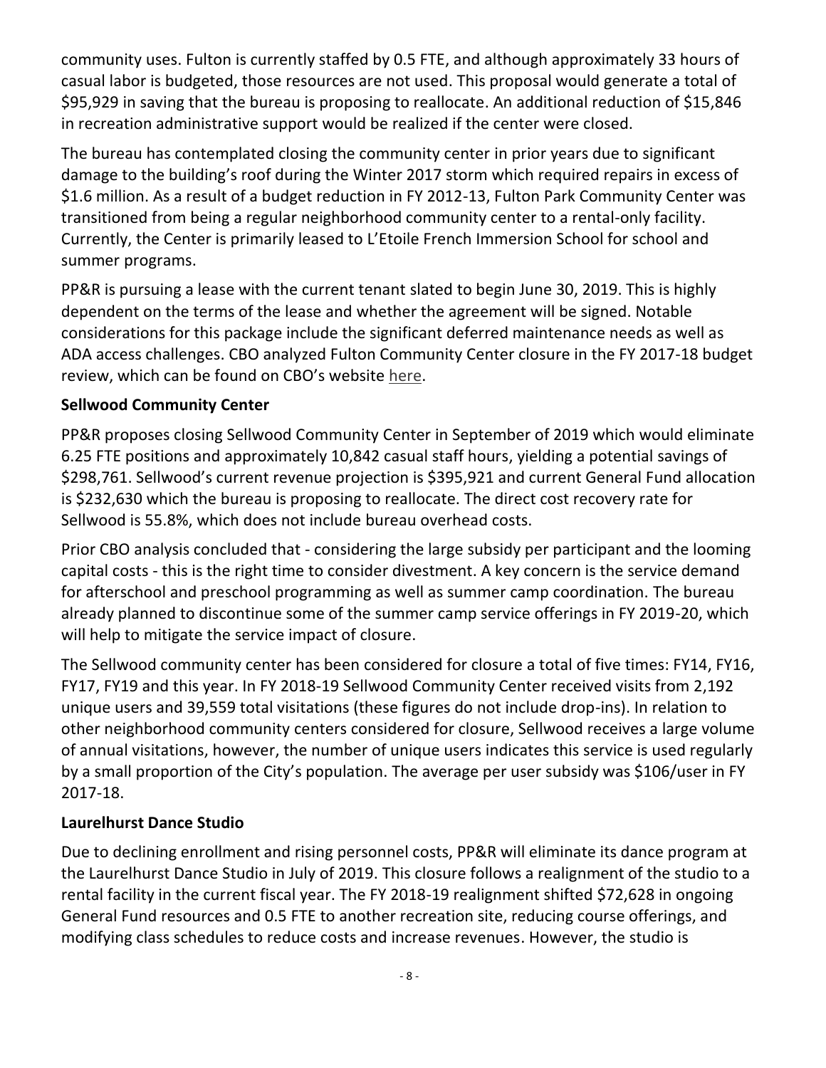community uses. Fulton is currently staffed by 0.5 FTE, and although approximately 33 hours of casual labor is budgeted, those resources are not used. This proposal would generate a total of $95,929 in saving that the bureau is proposing to reallocate. An additional reduction of $15,846 in recreation administrative support would be realized if the center were closed.

The bureau has contemplated closing the community center in prior years due to significant damage to the building's roof during the Winter 2017 storm which required repairs in excess of $1.6 million. As a result of a budget reduction in FY 2012-13, Fulton Park Community Center was transitioned from being a regular neighborhood community center to a rental-only facility. Currently, the Center is primarily leased to L'Etoile French Immersion School for school and summer programs.

PP&R is pursuing a lease with the current tenant slated to begin June 30, 2019. This is highly dependent on the terms of the lease and whether the agreement will be signed. Notable considerations for this package include the significant deferred maintenance needs as well as ADA access challenges. CBO analyzed Fulton Community Center closure in the FY 2017-18 budget review, which can be found on CBO's website here.

**Sellwood Community Center**

PP&R proposes closing Sellwood Community Center in September of 2019 which would eliminate 6.25 FTE positions and approximately 10,842 casual staff hours, yielding a potential savings of $298,761. Sellwood's current revenue projection is $395,921 and current General Fund allocation is $232,630 which the bureau is proposing to reallocate. The direct cost recovery rate for Sellwood is 55.8%, which does not include bureau overhead costs.

Prior CBO analysis concluded that - considering the large subsidy per participant and the looming capital costs - this is the right time to consider divestment. A key concern is the service demand for afterschool and preschool programming as well as summer camp coordination. The bureau already planned to discontinue some of the summer camp service offerings in FY 2019-20, which will help to mitigate the service impact of closure.

The Sellwood community center has been considered for closure a total of five times: FY14, FY16, FY17, FY19 and this year. In FY 2018-19 Sellwood Community Center received visits from 2,192 unique users and 39,559 total visitations (these figures do not include drop-ins). In relation to other neighborhood community centers considered for closure, Sellwood receives a large volume of annual visitations, however, the number of unique users indicates this service is used regularly by a small proportion of the City's population. The average per user subsidy was $106/user in FY 2017-18.

**Laurelhurst Dance Studio**

Due to declining enrollment and rising personnel costs, PP&R will eliminate its dance program at the Laurelhurst Dance Studio in July of 2019. This closure follows a realignment of the studio to a rental facility in the current fiscal year. The FY 2018-19 realignment shifted $72,628 in ongoing General Fund resources and 0.5 FTE to another recreation site, reducing course offerings, and modifying class schedules to reduce costs and increase revenues. However, the studio is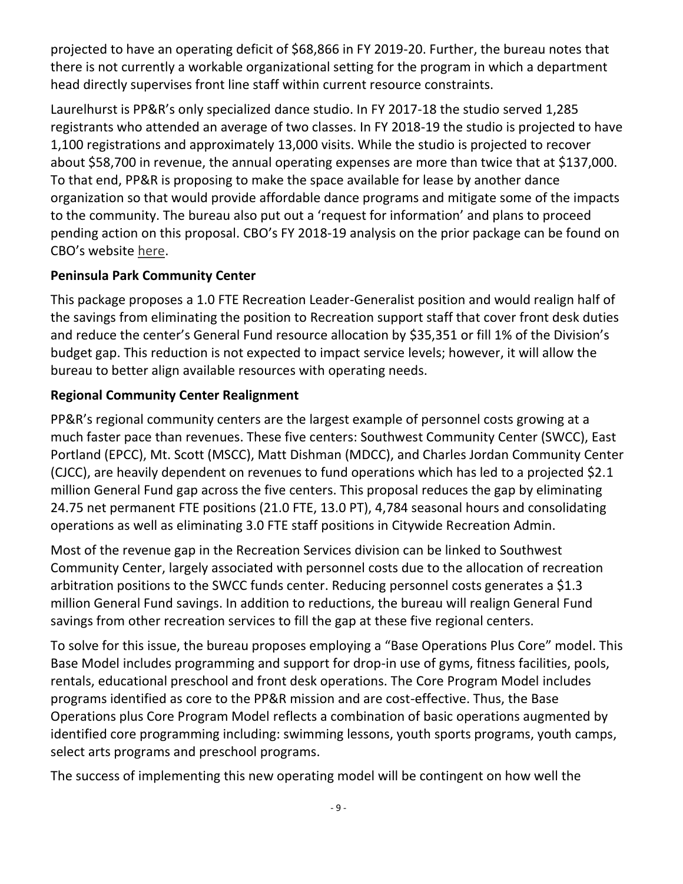projected to have an operating deficit of $68,866 in FY 2019-20. Further, the bureau notes that there is not currently a workable organizational setting for the program in which a department head directly supervises front line staff within current resource constraints.

Laurelhurst is PP&R's only specialized dance studio. In FY 2017-18 the studio served 1,285 registrants who attended an average of two classes. In FY 2018-19 the studio is projected to have 1,100 registrations and approximately 13,000 visits. While the studio is projected to recover about $58,700 in revenue, the annual operating expenses are more than twice that at $137,000. To that end, PP&R is proposing to make the space available for lease by another dance organization so that would provide affordable dance programs and mitigate some of the impacts to the community. The bureau also put out a 'request for information' and plans to proceed pending action on this proposal. CBO's FY 2018-19 analysis on the prior package can be found on CBO's website here.

**Peninsula Park Community Center**

This package proposes a 1.0 FTE Recreation Leader-Generalist position and would realign half of the savings from eliminating the position to Recreation support staff that cover front desk duties and reduce the center's General Fund resource allocation by $35,351 or fill 1% of the Division's budget gap. This reduction is not expected to impact service levels; however, it will allow the bureau to better align available resources with operating needs.

**Regional Community Center Realignment**

PP&R's regional community centers are the largest example of personnel costs growing at a much faster pace than revenues. These five centers: Southwest Community Center (SWCC), East Portland (EPCC), Mt. Scott (MSCC), Matt Dishman (MDCC), and Charles Jordan Community Center (CJCC), are heavily dependent on revenues to fund operations which has led to a projected $2.1 million General Fund gap across the five centers. This proposal reduces the gap by eliminating 24.75 net permanent FTE positions (21.0 FTE, 13.0 PT), 4,784 seasonal hours and consolidating operations as well as eliminating 3.0 FTE staff positions in Citywide Recreation Admin.

Most of the revenue gap in the Recreation Services division can be linked to Southwest Community Center, largely associated with personnel costs due to the allocation of recreation arbitration positions to the SWCC funds center. Reducing personnel costs generates a $1.3 million General Fund savings. In addition to reductions, the bureau will realign General Fund savings from other recreation services to fill the gap at these five regional centers.

To solve for this issue, the bureau proposes employing a "Base Operations Plus Core" model. This Base Model includes programming and support for drop-in use of gyms, fitness facilities, pools, rentals, educational preschool and front desk operations. The Core Program Model includes programs identified as core to the PP&R mission and are cost-effective. Thus, the Base Operations plus Core Program Model reflects a combination of basic operations augmented by identified core programming including: swimming lessons, youth sports programs, youth camps, select arts programs and preschool programs.

The success of implementing this new operating model will be contingent on how well the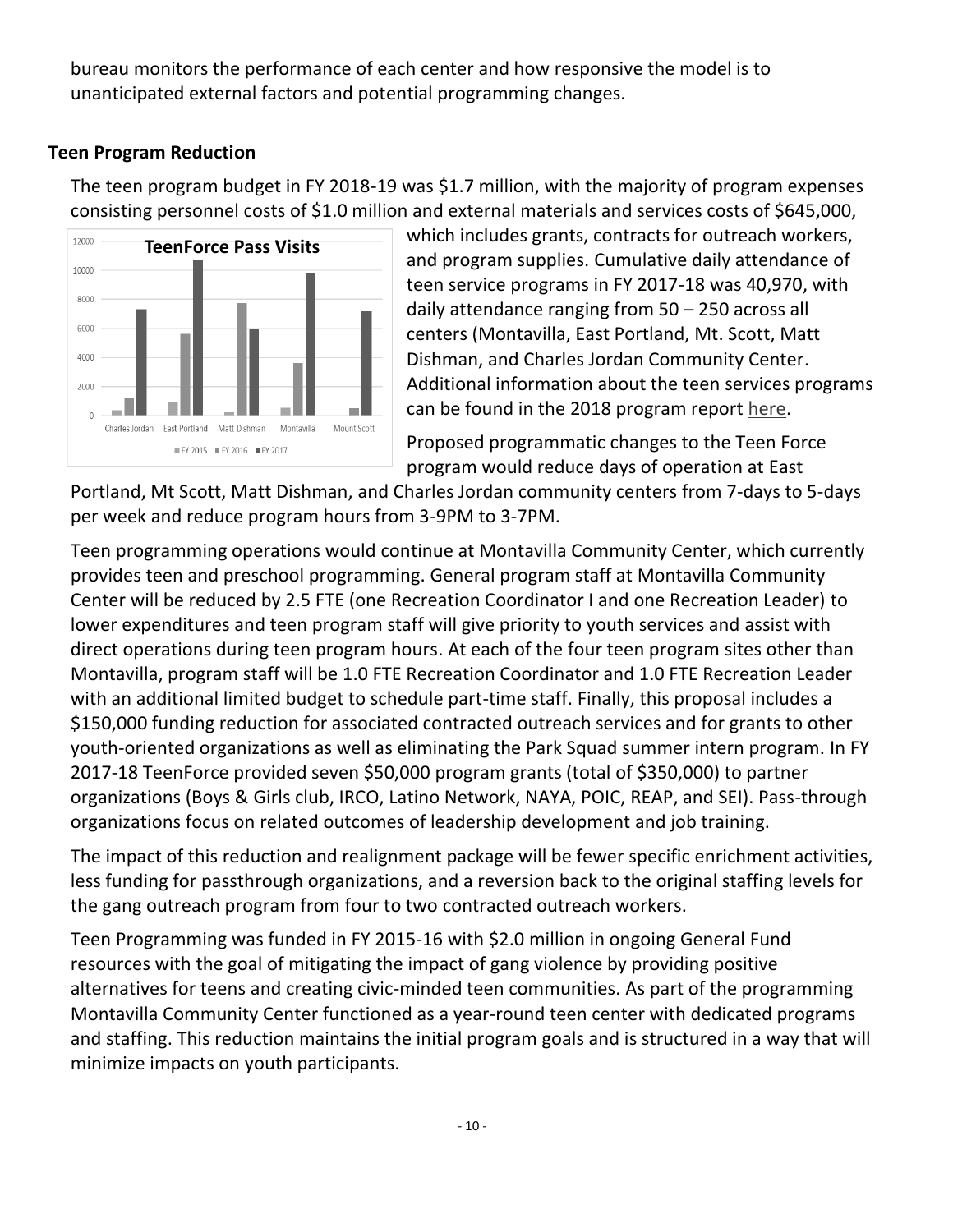bureau monitors the performance of each center and how responsive the model is to unanticipated external factors and potential programming changes.

### Teen Program Reduction

The teen program budget in FY 2018-19 was $1.7 million, with the majority of program expenses consisting personnel costs of $1.0 million and external materials and services costs of $645,000, which includes grants, contracts for outreach workers, and program supplies. Cumulative daily attendance of teen service programs in FY 2017-18 was 40,970, with daily attendance ranging from 50 – 250 across all centers (Montavilla, East Portland, Mt. Scott, Matt Dishman, and Charles Jordan Community Center. Additional information about the teen services programs can be found in the 2018 program report here.

Proposed programmatic changes to the Teen Force program would reduce days of operation at East Portland, Mt Scott, Matt Dishman, and Charles Jordan community centers from 7-days to 5-days per week and reduce program hours from 3-9PM to 3-7PM.

Teen programming operations would continue at Montavilla Community Center, which currently provides teen and preschool programming. General program staff at Montavilla Community Center will be reduced by 2.5 FTE (one Recreation Coordinator I and one Recreation Leader) to lower expenditures and teen program staff will give priority to youth services and assist with direct operations during teen program hours. At each of the four teen program sites other than Montavilla, program staff will be 1.0 FTE Recreation Coordinator and 1.0 FTE Recreation Leader with an additional limited budget to schedule part-time staff. Finally, this proposal includes a $150,000 funding reduction for associated contracted outreach services and for grants to other youth-oriented organizations as well as eliminating the Park Squad summer intern program. In FY 2017-18 TeenForce provided seven $50,000 program grants (total of $350,000) to partner organizations (Boys & Girls club, IRCO, Latino Network, NAYA, POIC, REAP, and SEI). Pass-through organizations focus on related outcomes of leadership development and job training.

The impact of this reduction and realignment package will be fewer specific enrichment activities, less funding for passthrough organizations, and a reversion back to the original staffing levels for the gang outreach program from four to two contracted outreach workers.

Teen Programming was funded in FY 2015-16 with $2.0 million in ongoing General Fund resources with the goal of mitigating the impact of gang violence by providing positive alternatives for teens and creating civic-minded teen communities. As part of the programming Montavilla Community Center functioned as a year-round teen center with dedicated programs and staffing. This reduction maintains the initial program goals and is structured in a way that will minimize impacts on youth participants.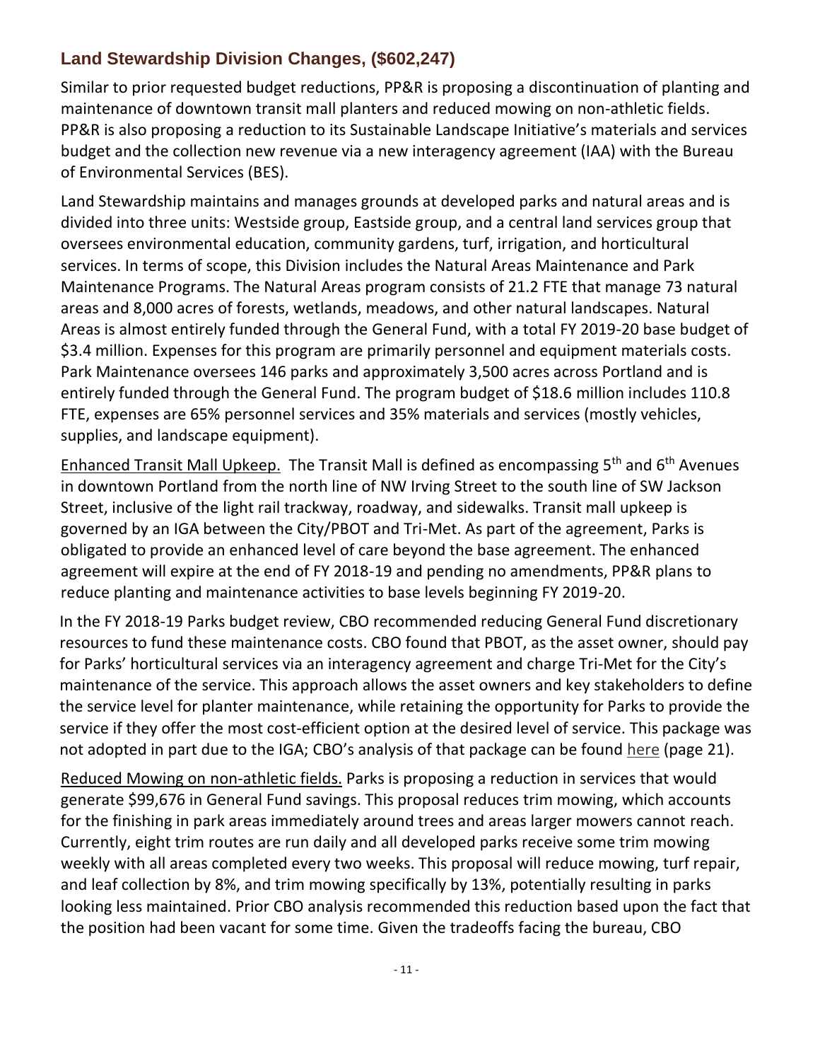## Land Stewardship Division Changes, ($602,247)

Similar to prior requested budget reductions, PP&R is proposing a discontinuation of planting and maintenance of downtown transit mall planters and reduced mowing on non-athletic fields. PP&R is also proposing a reduction to its Sustainable Landscape Initiative's materials and services budget and the collection new revenue via a new interagency agreement (IAA) with the Bureau of Environmental Services (BES).

Land Stewardship maintains and manages grounds at developed parks and natural areas and is divided into three units: Westside group, Eastside group, and a central land services group that oversees environmental education, community gardens, turf, irrigation, and horticultural services. In terms of scope, this Division includes the Natural Areas Maintenance and Park Maintenance Programs. The Natural Areas program consists of 21.2 FTE that manage 73 natural areas and 8,000 acres of forests, wetlands, meadows, and other natural landscapes. Natural Areas is almost entirely funded through the General Fund, with a total FY 2019-20 base budget of $3.4 million. Expenses for this program are primarily personnel and equipment materials costs. Park Maintenance oversees 146 parks and approximately 3,500 acres across Portland and is entirely funded through the General Fund. The program budget of $18.6 million includes 110.8 FTE, expenses are 65% personnel services and 35% materials and services (mostly vehicles, supplies, and landscape equipment).

<u>Enhanced Transit Mall Upkeep.</u> The Transit Mall is defined as encompassing 5th and 6th Avenues in downtown Portland from the north line of NW Irving Street to the south line of SW Jackson Street, inclusive of the light rail trackway, roadway, and sidewalks. Transit mall upkeep is governed by an IGA between the City/PBOT and Tri-Met. As part of the agreement, Parks is obligated to provide an enhanced level of care beyond the base agreement. The enhanced agreement will expire at the end of FY 2018-19 and pending no amendments, PP&R plans to reduce planting and maintenance activities to base levels beginning FY 2019-20.

In the FY 2018-19 Parks budget review, CBO recommended reducing General Fund discretionary resources to fund these maintenance costs. CBO found that PBOT, as the asset owner, should pay for Parks' horticultural services via an interagency agreement and charge Tri-Met for the City's maintenance of the service. This approach allows the asset owners and key stakeholders to define the service level for planter maintenance, while retaining the opportunity for Parks to provide the service if they offer the most cost-efficient option at the desired level of service. This package was not adopted in part due to the IGA; CBO's analysis of that package can be found here (page 21).

<u>Reduced Mowing on non-athletic fields.</u> Parks is proposing a reduction in services that would generate $99,676 in General Fund savings. This proposal reduces trim mowing, which accounts for the finishing in park areas immediately around trees and areas larger mowers cannot reach. Currently, eight trim routes are run daily and all developed parks receive some trim mowing weekly with all areas completed every two weeks. This proposal will reduce mowing, turf repair, and leaf collection by 8%, and trim mowing specifically by 13%, potentially resulting in parks looking less maintained. Prior CBO analysis recommended this reduction based upon the fact that the position had been vacant for some time. Given the tradeoffs facing the bureau, CBO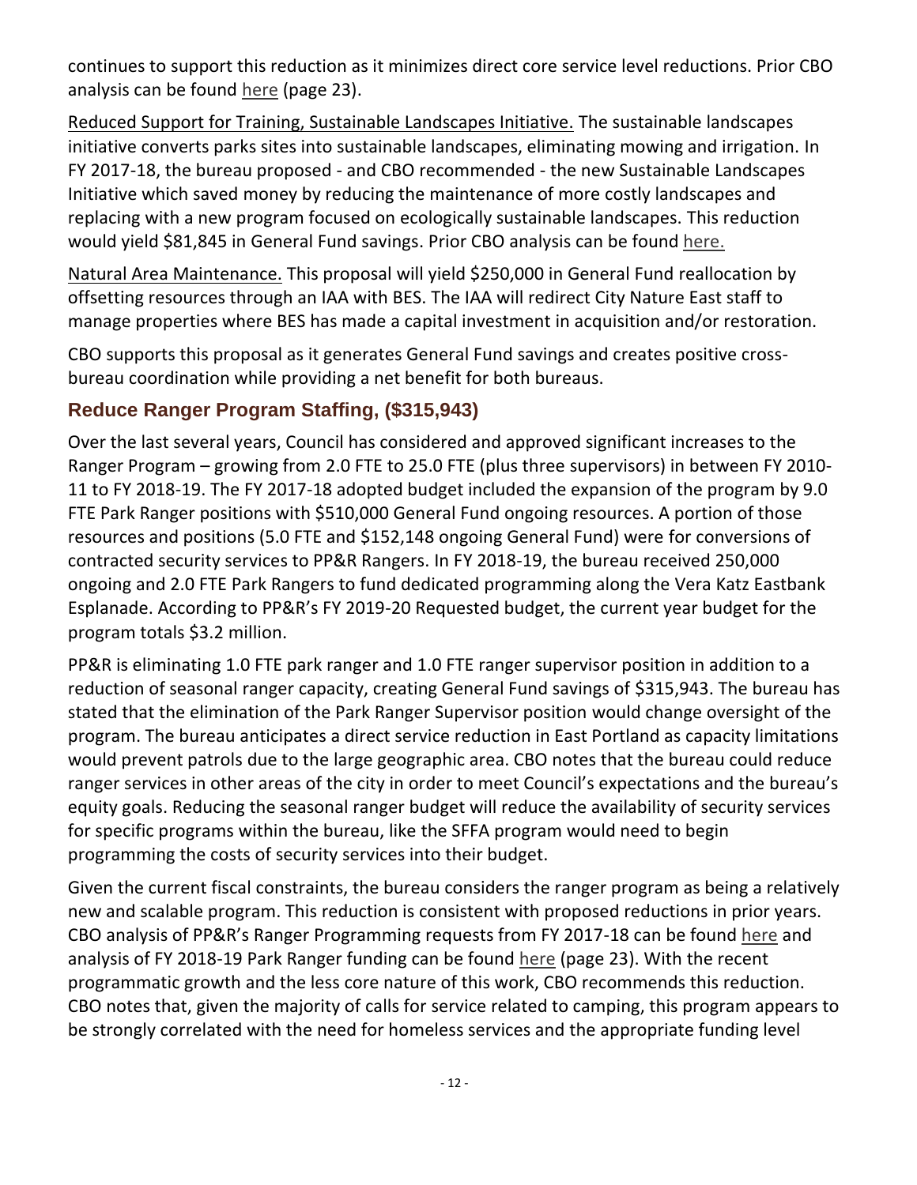continues to support this reduction as it minimizes direct core service level reductions. Prior CBO analysis can be found here (page 23).

Reduced Support for Training, Sustainable Landscapes Initiative. The sustainable landscapes initiative converts parks sites into sustainable landscapes, eliminating mowing and irrigation. In FY 2017-18, the bureau proposed - and CBO recommended - the new Sustainable Landscapes Initiative which saved money by reducing the maintenance of more costly landscapes and replacing with a new program focused on ecologically sustainable landscapes. This reduction would yield $81,845 in General Fund savings. Prior CBO analysis can be found here.

Natural Area Maintenance. This proposal will yield $250,000 in General Fund reallocation by offsetting resources through an IAA with BES. The IAA will redirect City Nature East staff to manage properties where BES has made a capital investment in acquisition and/or restoration.

CBO supports this proposal as it generates General Fund savings and creates positive cross-bureau coordination while providing a net benefit for both bureaus.

## Reduce Ranger Program Staffing, ($315,943)

Over the last several years, Council has considered and approved significant increases to the Ranger Program – growing from 2.0 FTE to 25.0 FTE (plus three supervisors) in between FY 2010-11 to FY 2018-19. The FY 2017-18 adopted budget included the expansion of the program by 9.0 FTE Park Ranger positions with $510,000 General Fund ongoing resources. A portion of those resources and positions (5.0 FTE and $152,148 ongoing General Fund) were for conversions of contracted security services to PP&R Rangers. In FY 2018-19, the bureau received 250,000 ongoing and 2.0 FTE Park Rangers to fund dedicated programming along the Vera Katz Eastbank Esplanade. According to PP&R's FY 2019-20 Requested budget, the current year budget for the program totals $3.2 million.

PP&R is eliminating 1.0 FTE park ranger and 1.0 FTE ranger supervisor position in addition to a reduction of seasonal ranger capacity, creating General Fund savings of $315,943. The bureau has stated that the elimination of the Park Ranger Supervisor position would change oversight of the program. The bureau anticipates a direct service reduction in East Portland as capacity limitations would prevent patrols due to the large geographic area. CBO notes that the bureau could reduce ranger services in other areas of the city in order to meet Council's expectations and the bureau's equity goals. Reducing the seasonal ranger budget will reduce the availability of security services for specific programs within the bureau, like the SFFA program would need to begin programming the costs of security services into their budget.

Given the current fiscal constraints, the bureau considers the ranger program as being a relatively new and scalable program. This reduction is consistent with proposed reductions in prior years. CBO analysis of PP&R's Ranger Programming requests from FY 2017-18 can be found here and analysis of FY 2018-19 Park Ranger funding can be found here (page 23). With the recent programmatic growth and the less core nature of this work, CBO recommends this reduction. CBO notes that, given the majority of calls for service related to camping, this program appears to be strongly correlated with the need for homeless services and the appropriate funding level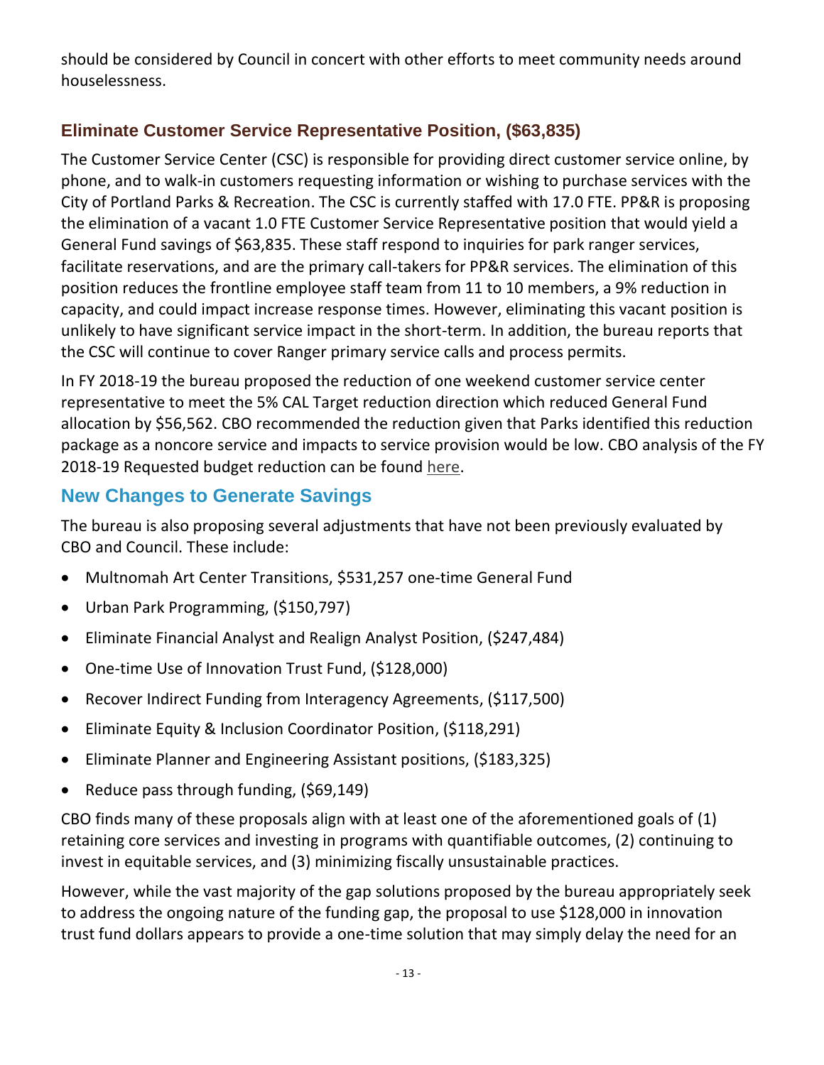should be considered by Council in concert with other efforts to meet community needs around houselessness.

### Eliminate Customer Service Representative Position, ($63,835)

The Customer Service Center (CSC) is responsible for providing direct customer service online, by phone, and to walk-in customers requesting information or wishing to purchase services with the City of Portland Parks & Recreation. The CSC is currently staffed with 17.0 FTE. PP&R is proposing the elimination of a vacant 1.0 FTE Customer Service Representative position that would yield a General Fund savings of $63,835. These staff respond to inquiries for park ranger services, facilitate reservations, and are the primary call-takers for PP&R services. The elimination of this position reduces the frontline employee staff team from 11 to 10 members, a 9% reduction in capacity, and could impact increase response times. However, eliminating this vacant position is unlikely to have significant service impact in the short-term. In addition, the bureau reports that the CSC will continue to cover Ranger primary service calls and process permits.

In FY 2018-19 the bureau proposed the reduction of one weekend customer service center representative to meet the 5% CAL Target reduction direction which reduced General Fund allocation by $56,562. CBO recommended the reduction given that Parks identified this reduction package as a noncore service and impacts to service provision would be low. CBO analysis of the FY 2018-19 Requested budget reduction can be found here.

## New Changes to Generate Savings

The bureau is also proposing several adjustments that have not been previously evaluated by CBO and Council. These include:

- Multnomah Art Center Transitions, $531,257 one-time General Fund
- Urban Park Programming, ($150,797)
- Eliminate Financial Analyst and Realign Analyst Position, ($247,484)
- One-time Use of Innovation Trust Fund, ($128,000)
- Recover Indirect Funding from Interagency Agreements, ($117,500)
- Eliminate Equity & Inclusion Coordinator Position, ($118,291)
- Eliminate Planner and Engineering Assistant positions, ($183,325)
- Reduce pass through funding, ($69,149)

CBO finds many of these proposals align with at least one of the aforementioned goals of (1) retaining core services and investing in programs with quantifiable outcomes, (2) continuing to invest in equitable services, and (3) minimizing fiscally unsustainable practices.

However, while the vast majority of the gap solutions proposed by the bureau appropriately seek to address the ongoing nature of the funding gap, the proposal to use $128,000 in innovation trust fund dollars appears to provide a one-time solution that may simply delay the need for an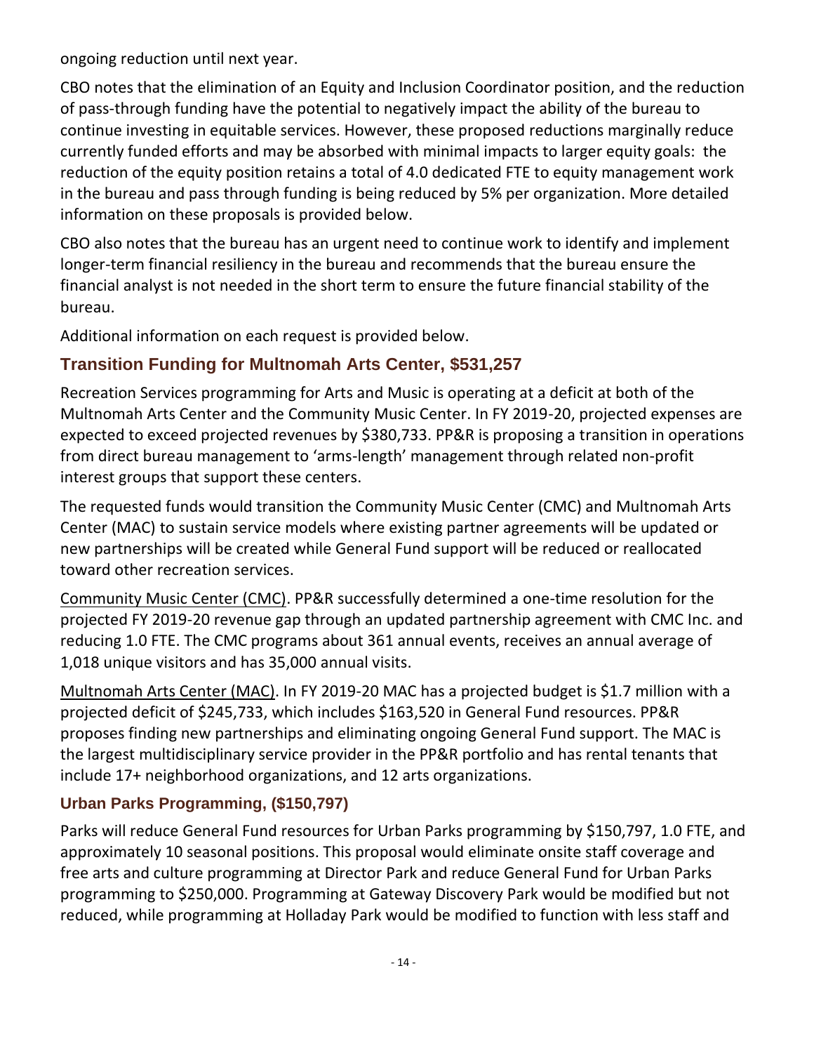ongoing reduction until next year.

CBO notes that the elimination of an Equity and Inclusion Coordinator position, and the reduction of pass-through funding have the potential to negatively impact the ability of the bureau to continue investing in equitable services. However, these proposed reductions marginally reduce currently funded efforts and may be absorbed with minimal impacts to larger equity goals: the reduction of the equity position retains a total of 4.0 dedicated FTE to equity management work in the bureau and pass through funding is being reduced by 5% per organization. More detailed information on these proposals is provided below.

CBO also notes that the bureau has an urgent need to continue work to identify and implement longer-term financial resiliency in the bureau and recommends that the bureau ensure the financial analyst is not needed in the short term to ensure the future financial stability of the bureau.

Additional information on each request is provided below.

## Transition Funding for Multnomah Arts Center, $531,257

Recreation Services programming for Arts and Music is operating at a deficit at both of the Multnomah Arts Center and the Community Music Center. In FY 2019-20, projected expenses are expected to exceed projected revenues by $380,733. PP&R is proposing a transition in operations from direct bureau management to 'arms-length' management through related non-profit interest groups that support these centers.

The requested funds would transition the Community Music Center (CMC) and Multnomah Arts Center (MAC) to sustain service models where existing partner agreements will be updated or new partnerships will be created while General Fund support will be reduced or reallocated toward other recreation services.

Community Music Center (CMC). PP&R successfully determined a one-time resolution for the projected FY 2019-20 revenue gap through an updated partnership agreement with CMC Inc. and reducing 1.0 FTE. The CMC programs about 361 annual events, receives an annual average of 1,018 unique visitors and has 35,000 annual visits.

Multnomah Arts Center (MAC). In FY 2019-20 MAC has a projected budget is $1.7 million with a projected deficit of $245,733, which includes $163,520 in General Fund resources. PP&R proposes finding new partnerships and eliminating ongoing General Fund support. The MAC is the largest multidisciplinary service provider in the PP&R portfolio and has rental tenants that include 17+ neighborhood organizations, and 12 arts organizations.

### Urban Parks Programming, ($150,797)

Parks will reduce General Fund resources for Urban Parks programming by $150,797, 1.0 FTE, and approximately 10 seasonal positions. This proposal would eliminate onsite staff coverage and free arts and culture programming at Director Park and reduce General Fund for Urban Parks programming to $250,000. Programming at Gateway Discovery Park would be modified but not reduced, while programming at Holladay Park would be modified to function with less staff and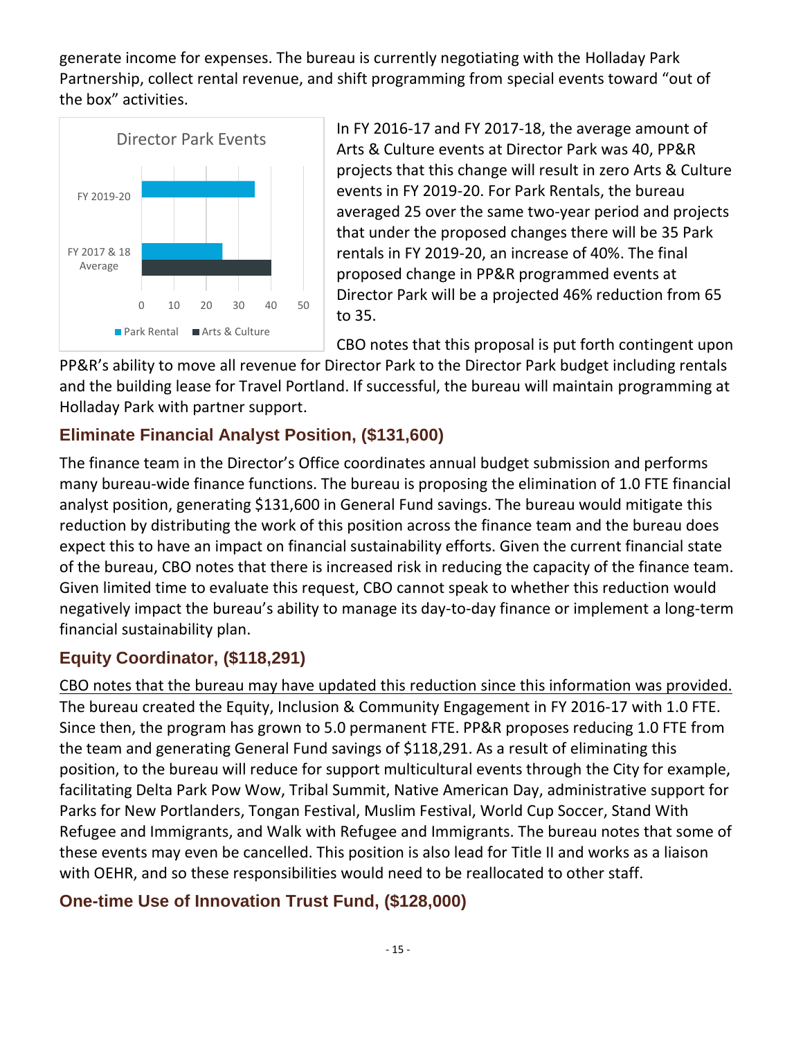generate income for expenses. The bureau is currently negotiating with the Holladay Park Partnership, collect rental revenue, and shift programming from special events toward "out of the box" activities.

**Director Park Events**

| | Park Rental | Arts & Culture |
|---|---|---|
| FY 2019-20 | 35 | |
| FY 2017 & 18 Average | 25 | 40 |

In FY 2016-17 and FY 2017-18, the average amount of Arts & Culture events at Director Park was 40, PP&R projects that this change will result in zero Arts & Culture events in FY 2019-20. For Park Rentals, the bureau averaged 25 over the same two-year period and projects that under the proposed changes there will be 35 Park rentals in FY 2019-20, an increase of 40%. The final proposed change in PP&R programmed events at Director Park will be a projected 46% reduction from 65 to 35.

CBO notes that this proposal is put forth contingent upon PP&R's ability to move all revenue for Director Park to the Director Park budget including rentals and the building lease for Travel Portland. If successful, the bureau will maintain programming at Holladay Park with partner support.

### Eliminate Financial Analyst Position, ($131,600)

The finance team in the Director's Office coordinates annual budget submission and performs many bureau-wide finance functions. The bureau is proposing the elimination of 1.0 FTE financial analyst position, generating $131,600 in General Fund savings. The bureau would mitigate this reduction by distributing the work of this position across the finance team and the bureau does expect this to have an impact on financial sustainability efforts. Given the current financial state of the bureau, CBO notes that there is increased risk in reducing the capacity of the finance team. Given limited time to evaluate this request, CBO cannot speak to whether this reduction would negatively impact the bureau's ability to manage its day-to-day finance or implement a long-term financial sustainability plan.

### Equity Coordinator, ($118,291)

<u>CBO notes that the bureau may have updated this reduction since this information was provided.</u> The bureau created the Equity, Inclusion & Community Engagement in FY 2016-17 with 1.0 FTE. Since then, the program has grown to 5.0 permanent FTE. PP&R proposes reducing 1.0 FTE from the team and generating General Fund savings of $118,291. As a result of eliminating this position, to the bureau will reduce for support multicultural events through the City for example, facilitating Delta Park Pow Wow, Tribal Summit, Native American Day, administrative support for Parks for New Portlanders, Tongan Festival, Muslim Festival, World Cup Soccer, Stand With Refugee and Immigrants, and Walk with Refugee and Immigrants. The bureau notes that some of these events may even be cancelled. This position is also lead for Title II and works as a liaison with OEHR, and so these responsibilities would need to be reallocated to other staff.

### One-time Use of Innovation Trust Fund, ($128,000)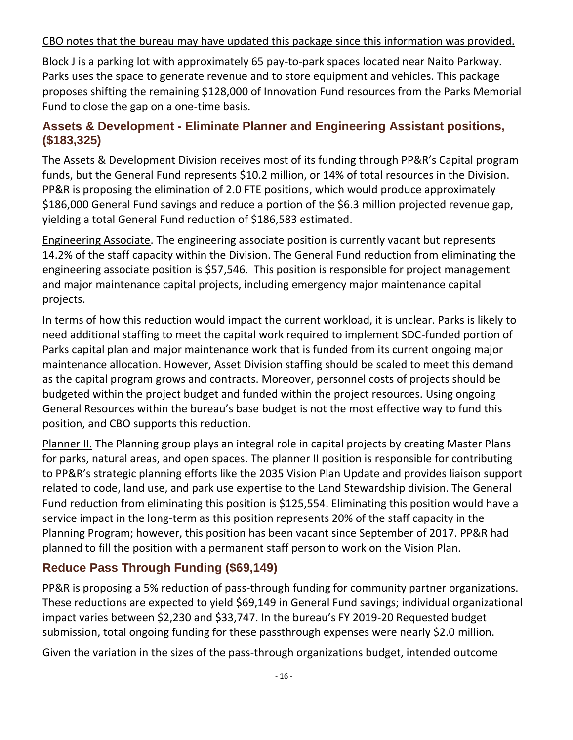CBO notes that the bureau may have updated this package since this information was provided.

Block J is a parking lot with approximately 65 pay-to-park spaces located near Naito Parkway. Parks uses the space to generate revenue and to store equipment and vehicles. This package proposes shifting the remaining $128,000 of Innovation Fund resources from the Parks Memorial Fund to close the gap on a one-time basis.

## Assets & Development - Eliminate Planner and Engineering Assistant positions, ($183,325)

The Assets & Development Division receives most of its funding through PP&R's Capital program funds, but the General Fund represents $10.2 million, or 14% of total resources in the Division. PP&R is proposing the elimination of 2.0 FTE positions, which would produce approximately $186,000 General Fund savings and reduce a portion of the $6.3 million projected revenue gap, yielding a total General Fund reduction of $186,583 estimated.

Engineering Associate. The engineering associate position is currently vacant but represents 14.2% of the staff capacity within the Division. The General Fund reduction from eliminating the engineering associate position is $57,546. This position is responsible for project management and major maintenance capital projects, including emergency major maintenance capital projects.

In terms of how this reduction would impact the current workload, it is unclear. Parks is likely to need additional staffing to meet the capital work required to implement SDC-funded portion of Parks capital plan and major maintenance work that is funded from its current ongoing major maintenance allocation. However, Asset Division staffing should be scaled to meet this demand as the capital program grows and contracts. Moreover, personnel costs of projects should be budgeted within the project budget and funded within the project resources. Using ongoing General Resources within the bureau's base budget is not the most effective way to fund this position, and CBO supports this reduction.

Planner II. The Planning group plays an integral role in capital projects by creating Master Plans for parks, natural areas, and open spaces. The planner II position is responsible for contributing to PP&R's strategic planning efforts like the 2035 Vision Plan Update and provides liaison support related to code, land use, and park use expertise to the Land Stewardship division. The General Fund reduction from eliminating this position is $125,554. Eliminating this position would have a service impact in the long-term as this position represents 20% of the staff capacity in the Planning Program; however, this position has been vacant since September of 2017. PP&R had planned to fill the position with a permanent staff person to work on the Vision Plan.

## Reduce Pass Through Funding ($69,149)

PP&R is proposing a 5% reduction of pass-through funding for community partner organizations. These reductions are expected to yield $69,149 in General Fund savings; individual organizational impact varies between $2,230 and $33,747. In the bureau's FY 2019-20 Requested budget submission, total ongoing funding for these passthrough expenses were nearly $2.0 million.

Given the variation in the sizes of the pass-through organizations budget, intended outcome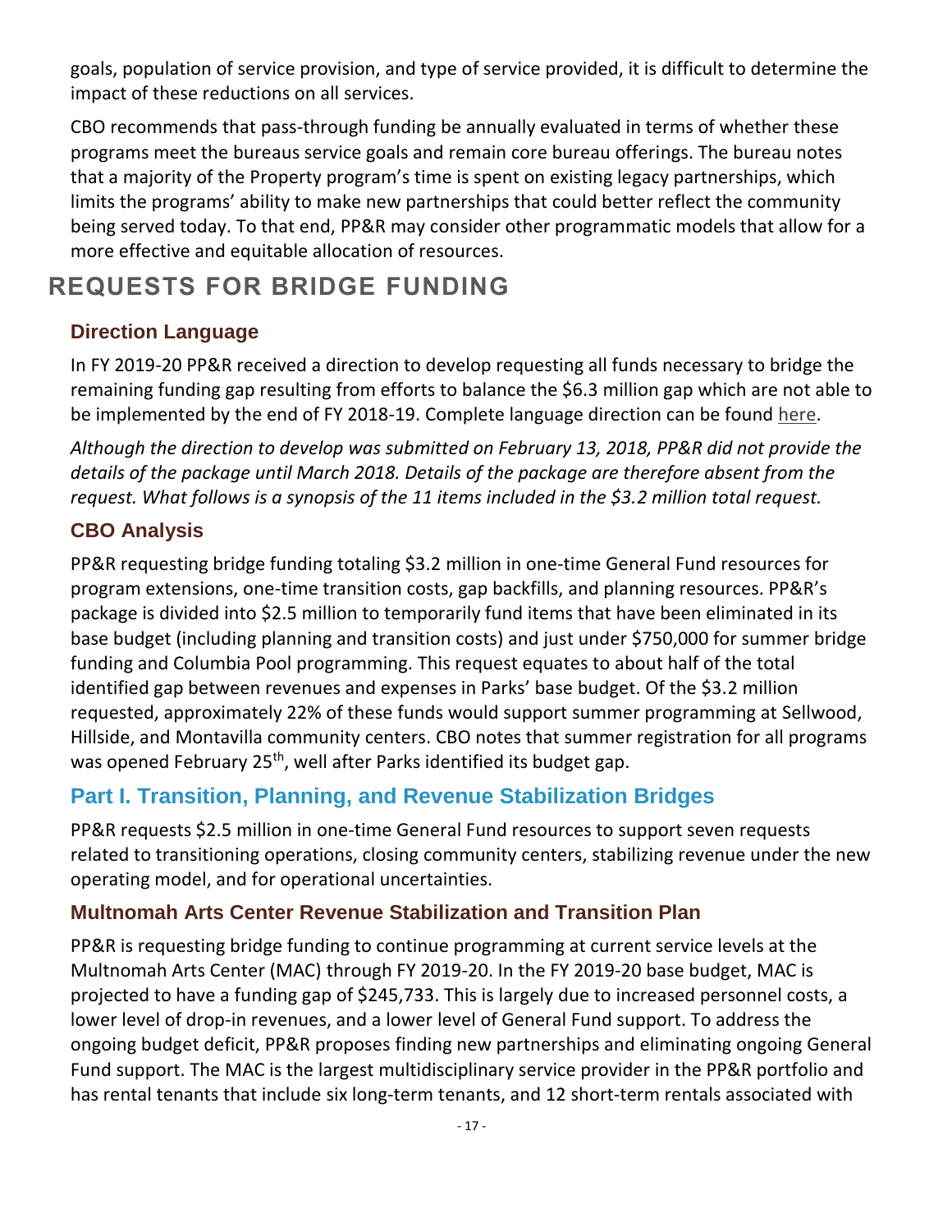goals, population of service provision, and type of service provided, it is difficult to determine the impact of these reductions on all services.

CBO recommends that pass-through funding be annually evaluated in terms of whether these programs meet the bureaus service goals and remain core bureau offerings. The bureau notes that a majority of the Property program's time is spent on existing legacy partnerships, which limits the programs' ability to make new partnerships that could better reflect the community being served today. To that end, PP&R may consider other programmatic models that allow for a more effective and equitable allocation of resources.

# REQUESTS FOR BRIDGE FUNDING

### Direction Language

In FY 2019-20 PP&R received a direction to develop requesting all funds necessary to bridge the remaining funding gap resulting from efforts to balance the $6.3 million gap which are not able to be implemented by the end of FY 2018-19. Complete language direction can be found here.

*Although the direction to develop was submitted on February 13, 2018, PP&R did not provide the details of the package until March 2018. Details of the package are therefore absent from the request. What follows is a synopsis of the 11 items included in the $3.2 million total request.*

### CBO Analysis

PP&R requesting bridge funding totaling $3.2 million in one-time General Fund resources for program extensions, one-time transition costs, gap backfills, and planning resources. PP&R's package is divided into $2.5 million to temporarily fund items that have been eliminated in its base budget (including planning and transition costs) and just under $750,000 for summer bridge funding and Columbia Pool programming. This request equates to about half of the total identified gap between revenues and expenses in Parks' base budget. Of the $3.2 million requested, approximately 22% of these funds would support summer programming at Sellwood, Hillside, and Montavilla community centers. CBO notes that summer registration for all programs was opened February 25th, well after Parks identified its budget gap.

## Part I. Transition, Planning, and Revenue Stabilization Bridges

PP&R requests $2.5 million in one-time General Fund resources to support seven requests related to transitioning operations, closing community centers, stabilizing revenue under the new operating model, and for operational uncertainties.

### Multnomah Arts Center Revenue Stabilization and Transition Plan

PP&R is requesting bridge funding to continue programming at current service levels at the Multnomah Arts Center (MAC) through FY 2019-20. In the FY 2019-20 base budget, MAC is projected to have a funding gap of $245,733. This is largely due to increased personnel costs, a lower level of drop-in revenues, and a lower level of General Fund support. To address the ongoing budget deficit, PP&R proposes finding new partnerships and eliminating ongoing General Fund support. The MAC is the largest multidisciplinary service provider in the PP&R portfolio and has rental tenants that include six long-term tenants, and 12 short-term rentals associated with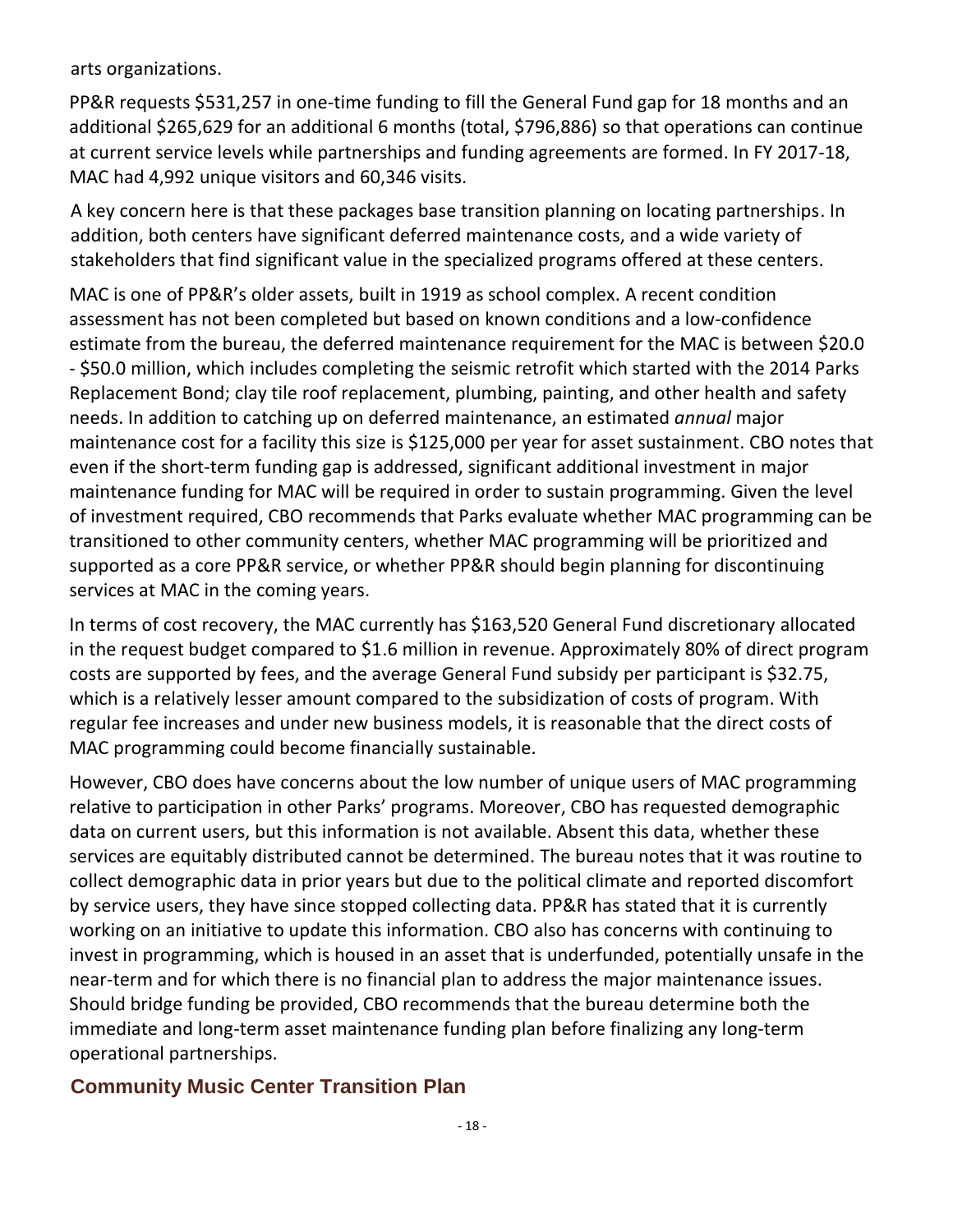arts organizations.

PP&R requests $531,257 in one-time funding to fill the General Fund gap for 18 months and an additional $265,629 for an additional 6 months (total, $796,886) so that operations can continue at current service levels while partnerships and funding agreements are formed. In FY 2017-18, MAC had 4,992 unique visitors and 60,346 visits.

A key concern here is that these packages base transition planning on locating partnerships. In addition, both centers have significant deferred maintenance costs, and a wide variety of stakeholders that find significant value in the specialized programs offered at these centers.

MAC is one of PP&R's older assets, built in 1919 as school complex. A recent condition assessment has not been completed but based on known conditions and a low-confidence estimate from the bureau, the deferred maintenance requirement for the MAC is between $20.0 - $50.0 million, which includes completing the seismic retrofit which started with the 2014 Parks Replacement Bond; clay tile roof replacement, plumbing, painting, and other health and safety needs. In addition to catching up on deferred maintenance, an estimated *annual* major maintenance cost for a facility this size is $125,000 per year for asset sustainment. CBO notes that even if the short-term funding gap is addressed, significant additional investment in major maintenance funding for MAC will be required in order to sustain programming. Given the level of investment required, CBO recommends that Parks evaluate whether MAC programming can be transitioned to other community centers, whether MAC programming will be prioritized and supported as a core PP&R service, or whether PP&R should begin planning for discontinuing services at MAC in the coming years.

In terms of cost recovery, the MAC currently has $163,520 General Fund discretionary allocated in the request budget compared to $1.6 million in revenue. Approximately 80% of direct program costs are supported by fees, and the average General Fund subsidy per participant is $32.75, which is a relatively lesser amount compared to the subsidization of costs of program. With regular fee increases and under new business models, it is reasonable that the direct costs of MAC programming could become financially sustainable.

However, CBO does have concerns about the low number of unique users of MAC programming relative to participation in other Parks' programs. Moreover, CBO has requested demographic data on current users, but this information is not available. Absent this data, whether these services are equitably distributed cannot be determined. The bureau notes that it was routine to collect demographic data in prior years but due to the political climate and reported discomfort by service users, they have since stopped collecting data. PP&R has stated that it is currently working on an initiative to update this information. CBO also has concerns with continuing to invest in programming, which is housed in an asset that is underfunded, potentially unsafe in the near-term and for which there is no financial plan to address the major maintenance issues. Should bridge funding be provided, CBO recommends that the bureau determine both the immediate and long-term asset maintenance funding plan before finalizing any long-term operational partnerships.

## Community Music Center Transition Plan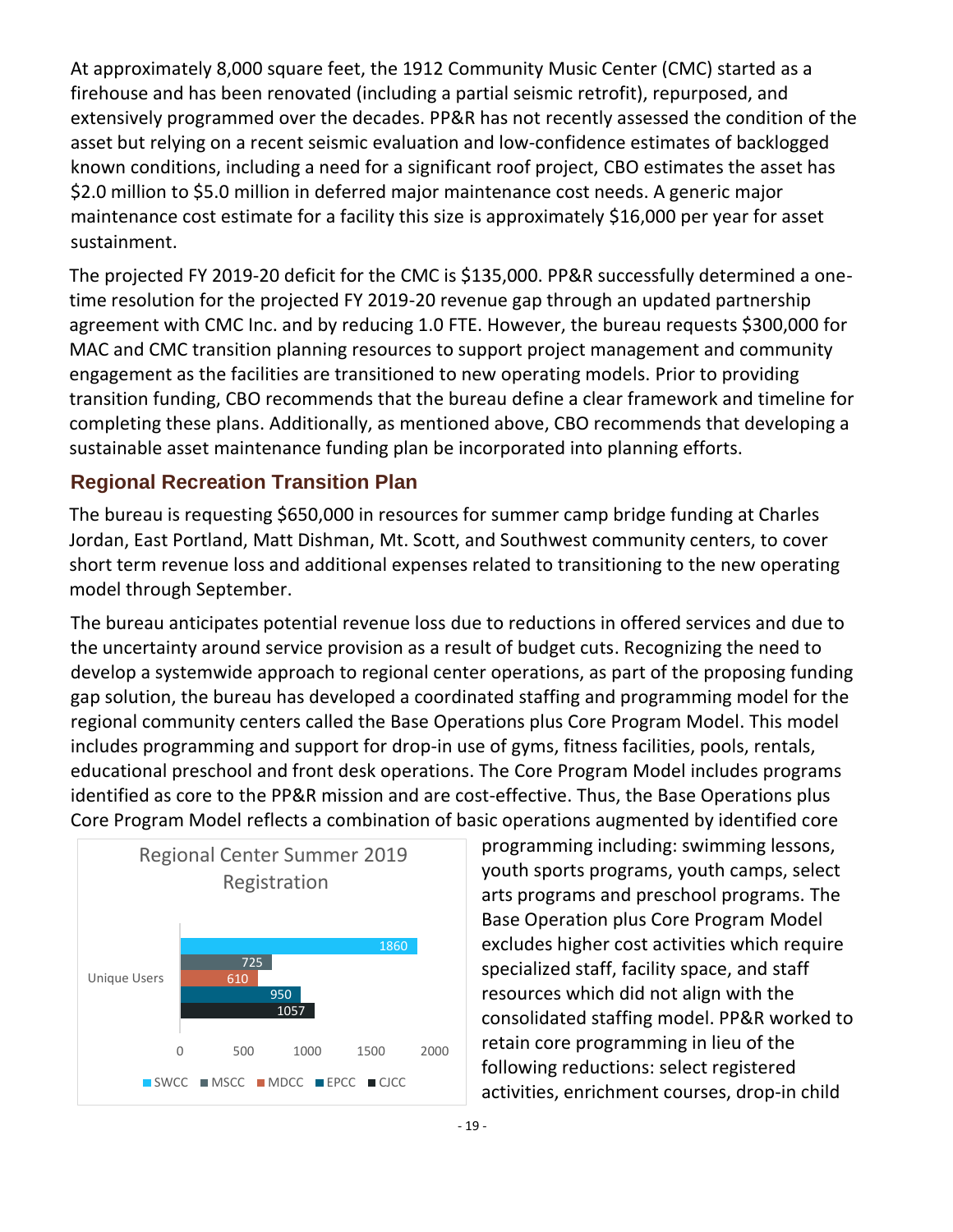At approximately 8,000 square feet, the 1912 Community Music Center (CMC) started as a firehouse and has been renovated (including a partial seismic retrofit), repurposed, and extensively programmed over the decades. PP&R has not recently assessed the condition of the asset but relying on a recent seismic evaluation and low-confidence estimates of backlogged known conditions, including a need for a significant roof project, CBO estimates the asset has $2.0 million to $5.0 million in deferred major maintenance cost needs. A generic major maintenance cost estimate for a facility this size is approximately $16,000 per year for asset sustainment.

The projected FY 2019-20 deficit for the CMC is $135,000. PP&R successfully determined a one-time resolution for the projected FY 2019-20 revenue gap through an updated partnership agreement with CMC Inc. and by reducing 1.0 FTE. However, the bureau requests $300,000 for MAC and CMC transition planning resources to support project management and community engagement as the facilities are transitioned to new operating models. Prior to providing transition funding, CBO recommends that the bureau define a clear framework and timeline for completing these plans. Additionally, as mentioned above, CBO recommends that developing a sustainable asset maintenance funding plan be incorporated into planning efforts.

## Regional Recreation Transition Plan

The bureau is requesting $650,000 in resources for summer camp bridge funding at Charles Jordan, East Portland, Matt Dishman, Mt. Scott, and Southwest community centers, to cover short term revenue loss and additional expenses related to transitioning to the new operating model through September.

The bureau anticipates potential revenue loss due to reductions in offered services and due to the uncertainty around service provision as a result of budget cuts. Recognizing the need to develop a systemwide approach to regional center operations, as part of the proposing funding gap solution, the bureau has developed a coordinated staffing and programming model for the regional community centers called the Base Operations plus Core Program Model. This model includes programming and support for drop-in use of gyms, fitness facilities, pools, rentals, educational preschool and front desk operations. The Core Program Model includes programs identified as core to the PP&R mission and are cost-effective. Thus, the Base Operations plus Core Program Model reflects a combination of basic operations augmented by identified core programming including: swimming lessons, youth sports programs, youth camps, select arts programs and preschool programs. The Base Operation plus Core Program Model excludes higher cost activities which require specialized staff, facility space, and staff resources which did not align with the consolidated staffing model. PP&R worked to retain core programming in lieu of the following reductions: select registered activities, enrichment courses, drop-in child

**Regional Center Summer 2019 Registration**

| | SWCC | MSCC | MDCC | EPCC | CJCC |
|---|---|---|---|---|---|
| Unique Users | 1860 | 725 | 610 | 950 | 1057 |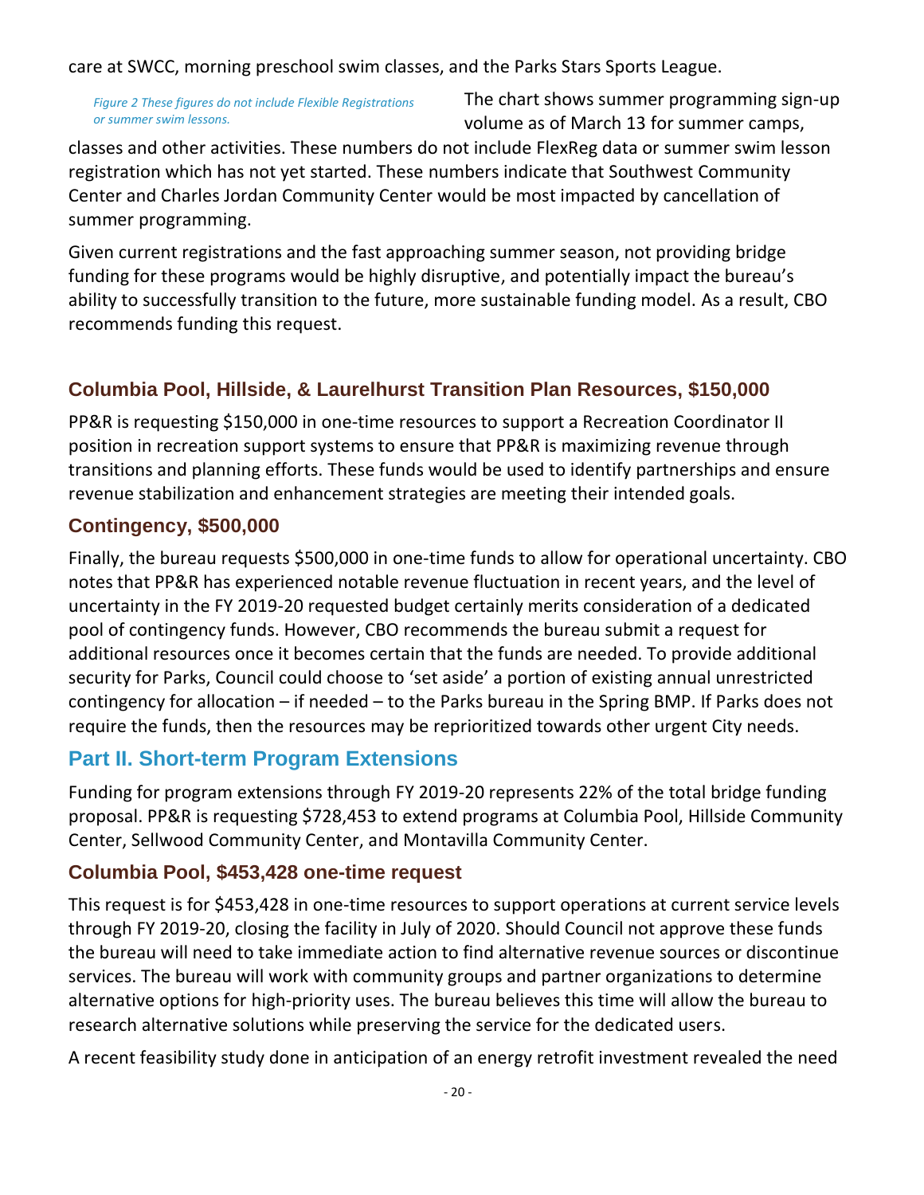care at SWCC, morning preschool swim classes, and the Parks Stars Sports League.

*Figure 2 These figures do not include Flexible Registrations or summer swim lessons.*

The chart shows summer programming sign-up volume as of March 13 for summer camps, classes and other activities. These numbers do not include FlexReg data or summer swim lesson registration which has not yet started. These numbers indicate that Southwest Community Center and Charles Jordan Community Center would be most impacted by cancellation of summer programming.

Given current registrations and the fast approaching summer season, not providing bridge funding for these programs would be highly disruptive, and potentially impact the bureau's ability to successfully transition to the future, more sustainable funding model. As a result, CBO recommends funding this request.

### Columbia Pool, Hillside, & Laurelhurst Transition Plan Resources, $150,000

PP&R is requesting $150,000 in one-time resources to support a Recreation Coordinator II position in recreation support systems to ensure that PP&R is maximizing revenue through transitions and planning efforts. These funds would be used to identify partnerships and ensure revenue stabilization and enhancement strategies are meeting their intended goals.

### Contingency, $500,000

Finally, the bureau requests $500,000 in one-time funds to allow for operational uncertainty. CBO notes that PP&R has experienced notable revenue fluctuation in recent years, and the level of uncertainty in the FY 2019-20 requested budget certainly merits consideration of a dedicated pool of contingency funds. However, CBO recommends the bureau submit a request for additional resources once it becomes certain that the funds are needed. To provide additional security for Parks, Council could choose to 'set aside' a portion of existing annual unrestricted contingency for allocation – if needed – to the Parks bureau in the Spring BMP. If Parks does not require the funds, then the resources may be reprioritized towards other urgent City needs.

## Part II. Short-term Program Extensions

Funding for program extensions through FY 2019-20 represents 22% of the total bridge funding proposal. PP&R is requesting $728,453 to extend programs at Columbia Pool, Hillside Community Center, Sellwood Community Center, and Montavilla Community Center.

### Columbia Pool, $453,428 one-time request

This request is for $453,428 in one-time resources to support operations at current service levels through FY 2019-20, closing the facility in July of 2020. Should Council not approve these funds the bureau will need to take immediate action to find alternative revenue sources or discontinue services. The bureau will work with community groups and partner organizations to determine alternative options for high-priority uses. The bureau believes this time will allow the bureau to research alternative solutions while preserving the service for the dedicated users.

A recent feasibility study done in anticipation of an energy retrofit investment revealed the need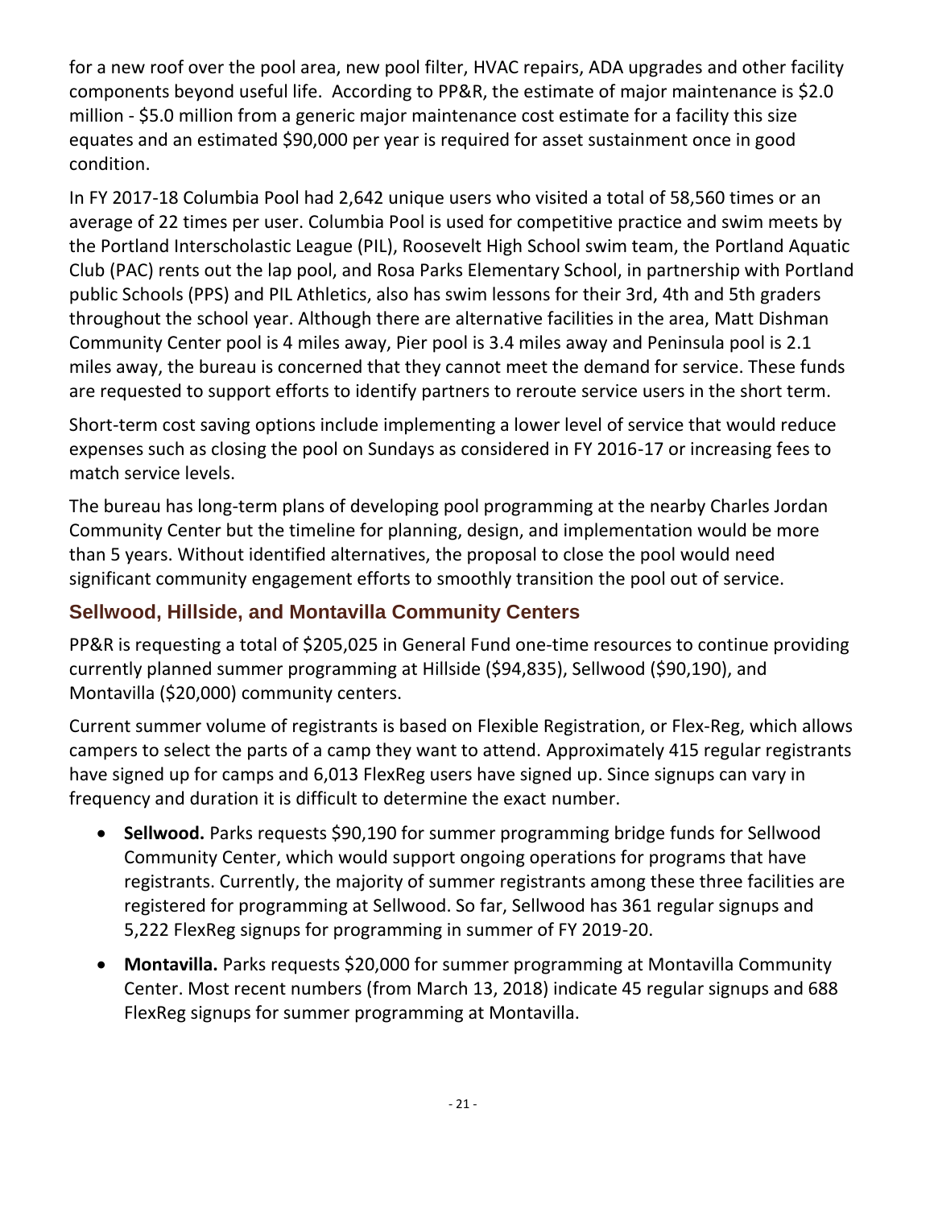for a new roof over the pool area, new pool filter, HVAC repairs, ADA upgrades and other facility components beyond useful life. According to PP&R, the estimate of major maintenance is $2.0 million - $5.0 million from a generic major maintenance cost estimate for a facility this size equates and an estimated $90,000 per year is required for asset sustainment once in good condition.

In FY 2017-18 Columbia Pool had 2,642 unique users who visited a total of 58,560 times or an average of 22 times per user. Columbia Pool is used for competitive practice and swim meets by the Portland Interscholastic League (PIL), Roosevelt High School swim team, the Portland Aquatic Club (PAC) rents out the lap pool, and Rosa Parks Elementary School, in partnership with Portland public Schools (PPS) and PIL Athletics, also has swim lessons for their 3rd, 4th and 5th graders throughout the school year. Although there are alternative facilities in the area, Matt Dishman Community Center pool is 4 miles away, Pier pool is 3.4 miles away and Peninsula pool is 2.1 miles away, the bureau is concerned that they cannot meet the demand for service. These funds are requested to support efforts to identify partners to reroute service users in the short term.

Short-term cost saving options include implementing a lower level of service that would reduce expenses such as closing the pool on Sundays as considered in FY 2016-17 or increasing fees to match service levels.

The bureau has long-term plans of developing pool programming at the nearby Charles Jordan Community Center but the timeline for planning, design, and implementation would be more than 5 years. Without identified alternatives, the proposal to close the pool would need significant community engagement efforts to smoothly transition the pool out of service.

## Sellwood, Hillside, and Montavilla Community Centers

PP&R is requesting a total of $205,025 in General Fund one-time resources to continue providing currently planned summer programming at Hillside ($94,835), Sellwood ($90,190), and Montavilla ($20,000) community centers.

Current summer volume of registrants is based on Flexible Registration, or Flex-Reg, which allows campers to select the parts of a camp they want to attend. Approximately 415 regular registrants have signed up for camps and 6,013 FlexReg users have signed up. Since signups can vary in frequency and duration it is difficult to determine the exact number.

- **Sellwood.** Parks requests $90,190 for summer programming bridge funds for Sellwood Community Center, which would support ongoing operations for programs that have registrants. Currently, the majority of summer registrants among these three facilities are registered for programming at Sellwood. So far, Sellwood has 361 regular signups and 5,222 FlexReg signups for programming in summer of FY 2019-20.
- **Montavilla.** Parks requests $20,000 for summer programming at Montavilla Community Center. Most recent numbers (from March 13, 2018) indicate 45 regular signups and 688 FlexReg signups for summer programming at Montavilla.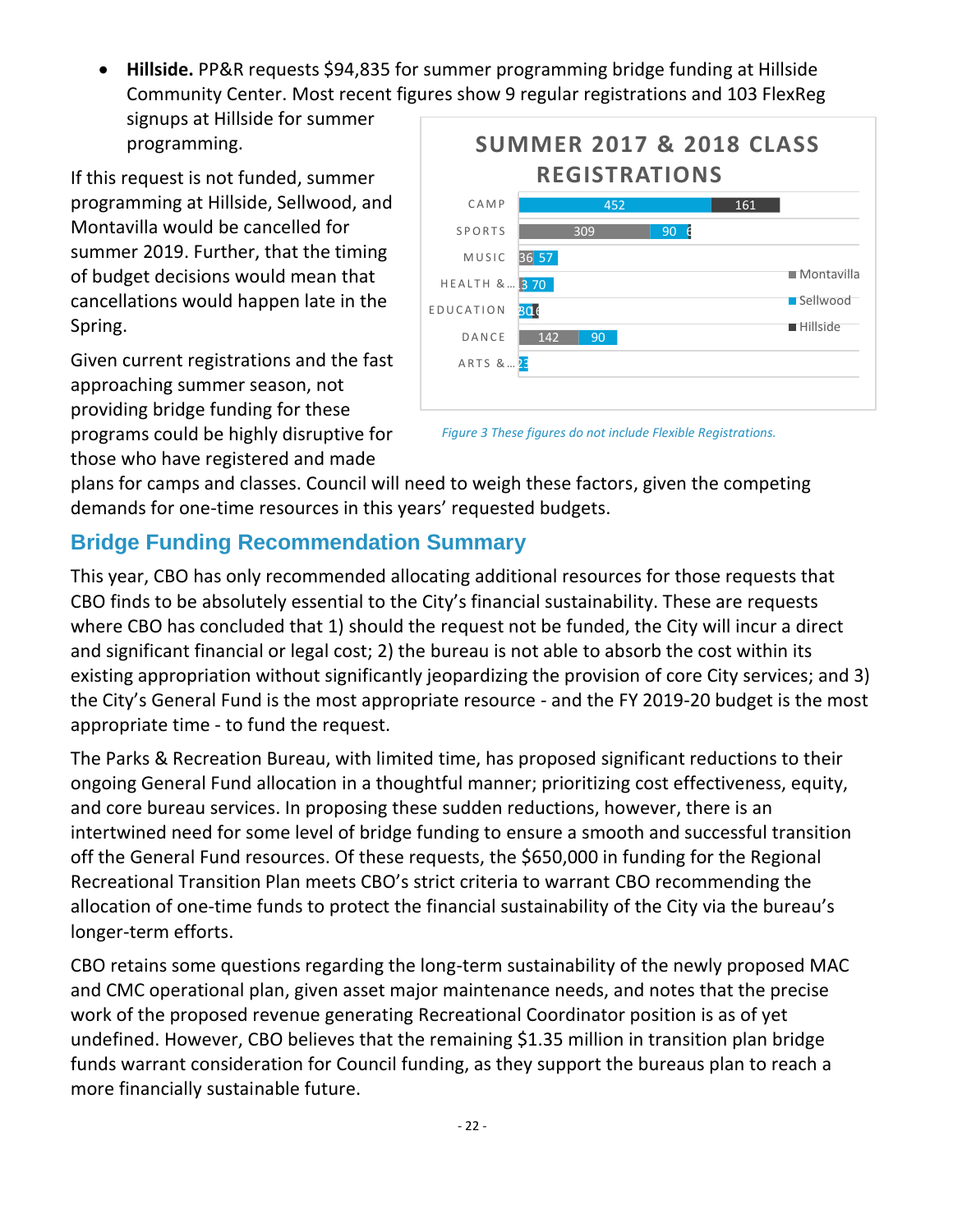- **Hillside.** PP&R requests $94,835 for summer programming bridge funding at Hillside Community Center. Most recent figures show 9 regular registrations and 103 FlexReg signups at Hillside for summer programming.

If this request is not funded, summer programming at Hillside, Sellwood, and Montavilla would be cancelled for summer 2019. Further, that the timing of budget decisions would mean that cancellations would happen late in the Spring.

Given current registrations and the fast approaching summer season, not providing bridge funding for these programs could be highly disruptive for those who have registered and made plans for camps and classes. Council will need to weigh these factors, given the competing demands for one-time resources in this years' requested budgets.

**SUMMER 2017 & 2018 CLASS REGISTRATIONS**

| | Montavilla | Sellwood | Hillside |
|---|---|---|---|
| CAMP | | 452 | 161 |
| SPORTS | 309 | 90 | 6 |
| MUSIC | 36 | 57 | |
| HEALTH &... | 3 | 70 | |
| EDUCATION | 30 | | 6 |
| DANCE | 142 | 90 | |
| ARTS &... | | 23 | |

*Figure 3 These figures do not include Flexible Registrations.*

## Bridge Funding Recommendation Summary

This year, CBO has only recommended allocating additional resources for those requests that CBO finds to be absolutely essential to the City's financial sustainability. These are requests where CBO has concluded that 1) should the request not be funded, the City will incur a direct and significant financial or legal cost; 2) the bureau is not able to absorb the cost within its existing appropriation without significantly jeopardizing the provision of core City services; and 3) the City's General Fund is the most appropriate resource - and the FY 2019-20 budget is the most appropriate time - to fund the request.

The Parks & Recreation Bureau, with limited time, has proposed significant reductions to their ongoing General Fund allocation in a thoughtful manner; prioritizing cost effectiveness, equity, and core bureau services. In proposing these sudden reductions, however, there is an intertwined need for some level of bridge funding to ensure a smooth and successful transition off the General Fund resources. Of these requests, the $650,000 in funding for the Regional Recreational Transition Plan meets CBO's strict criteria to warrant CBO recommending the allocation of one-time funds to protect the financial sustainability of the City via the bureau's longer-term efforts.

CBO retains some questions regarding the long-term sustainability of the newly proposed MAC and CMC operational plan, given asset major maintenance needs, and notes that the precise work of the proposed revenue generating Recreational Coordinator position is as of yet undefined. However, CBO believes that the remaining $1.35 million in transition plan bridge funds warrant consideration for Council funding, as they support the bureaus plan to reach a more financially sustainable future.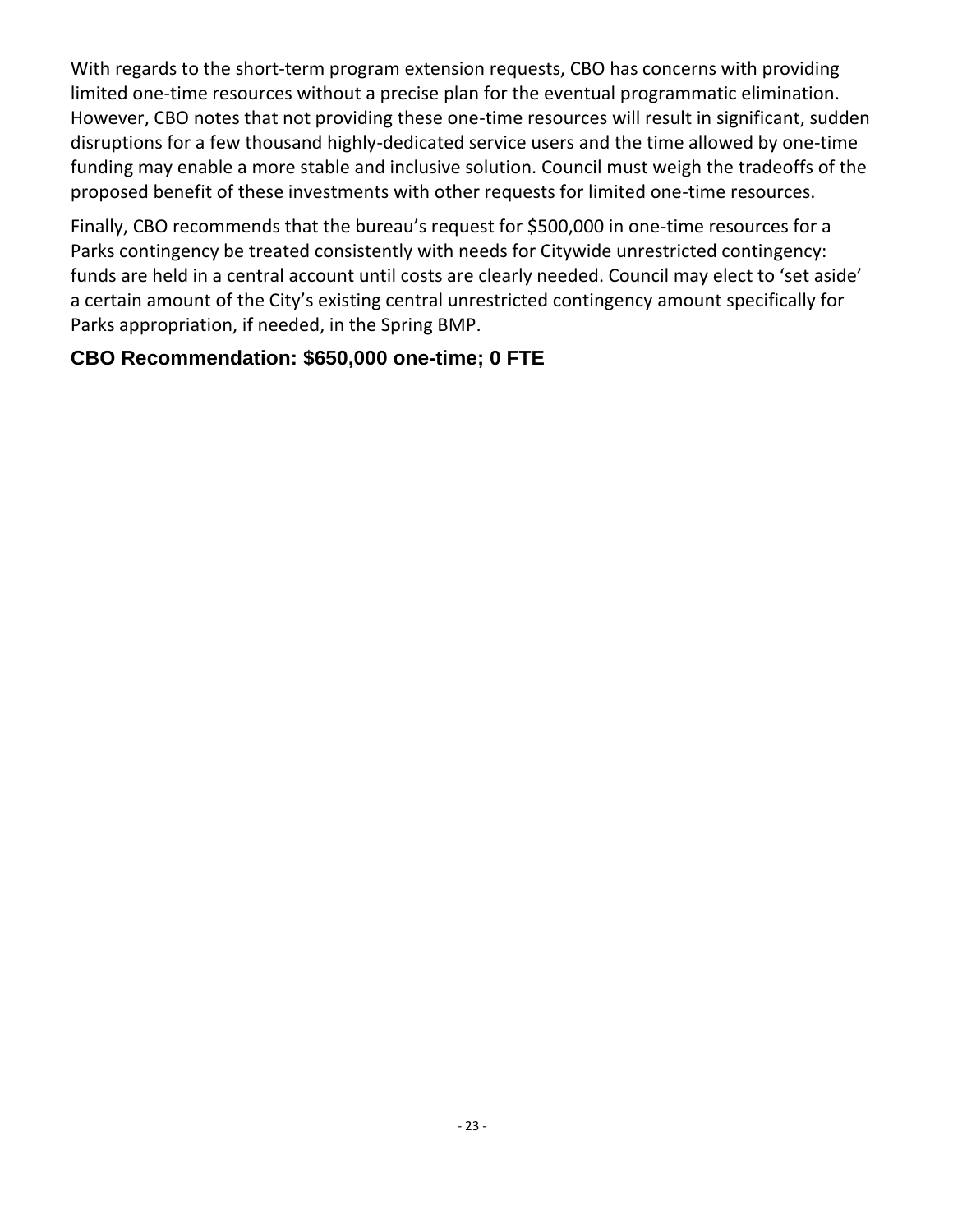With regards to the short-term program extension requests, CBO has concerns with providing limited one-time resources without a precise plan for the eventual programmatic elimination. However, CBO notes that not providing these one-time resources will result in significant, sudden disruptions for a few thousand highly-dedicated service users and the time allowed by one-time funding may enable a more stable and inclusive solution. Council must weigh the tradeoffs of the proposed benefit of these investments with other requests for limited one-time resources.

Finally, CBO recommends that the bureau's request for $500,000 in one-time resources for a Parks contingency be treated consistently with needs for Citywide unrestricted contingency: funds are held in a central account until costs are clearly needed. Council may elect to 'set aside' a certain amount of the City's existing central unrestricted contingency amount specifically for Parks appropriation, if needed, in the Spring BMP.

### CBO Recommendation: $650,000 one-time; 0 FTE